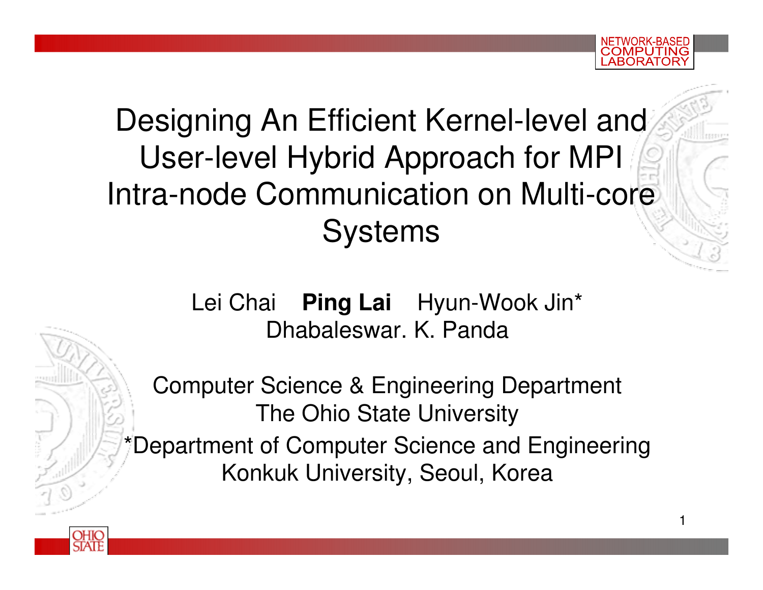# Designing An Efficient Kernel-level and User-level Hybrid Approach for MPI Intra-node Communication on Multi-core Systems

Lei Chai **Ping Lai** Hyun-Wook Jin*

Dhabaleswar. K. Panda

Computer Science & Engineering Department

The Ohio State University

*Department of Computer Science and Engineering

Konkuk University, Seoul, Korea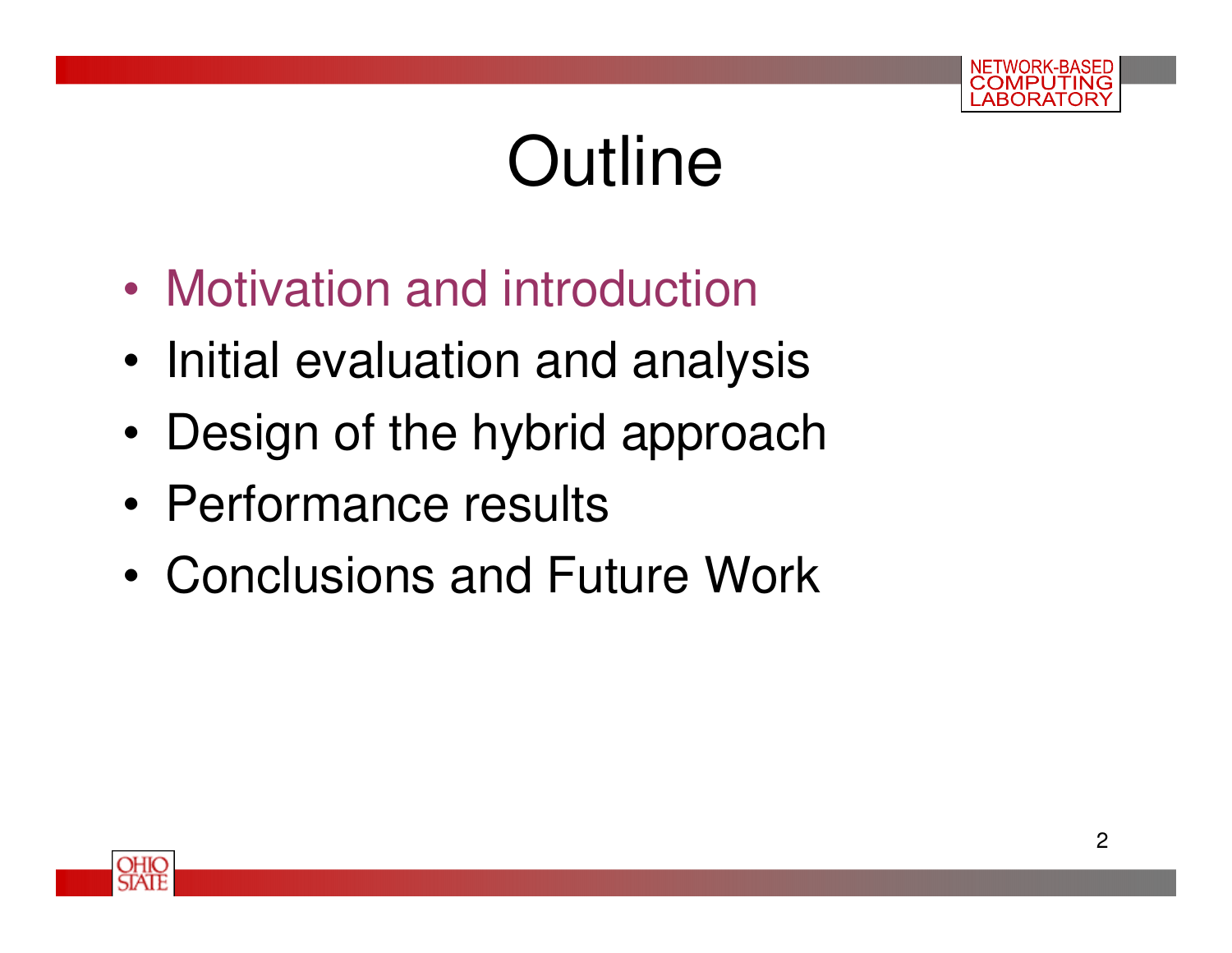# Outline

- Motivation and introduction
- Initial evaluation and analysis
- Design of the hybrid approach
- Performance results
- Conclusions and Future Work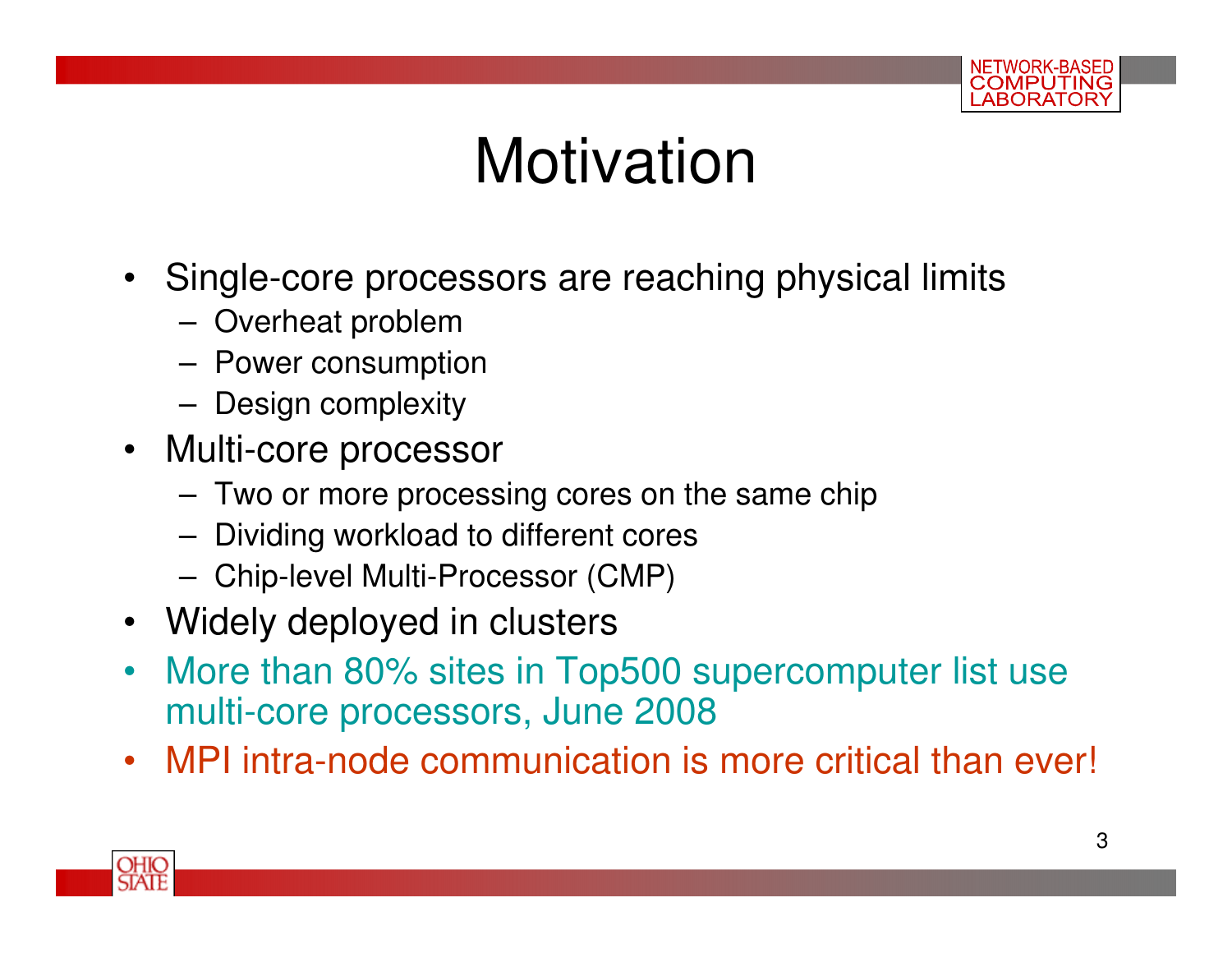# Motivation

- Single-core processors are reaching physical limits
  - Overheat problem
  - Power consumption
  - Design complexity
- Multi-core processor
  - Two or more processing cores on the same chip
  - Dividing workload to different cores
  - Chip-level Multi-Processor (CMP)
- Widely deployed in clusters
- More than 80% sites in Top500 supercomputer list use multi-core processors, June 2008
- MPI intra-node communication is more critical than ever!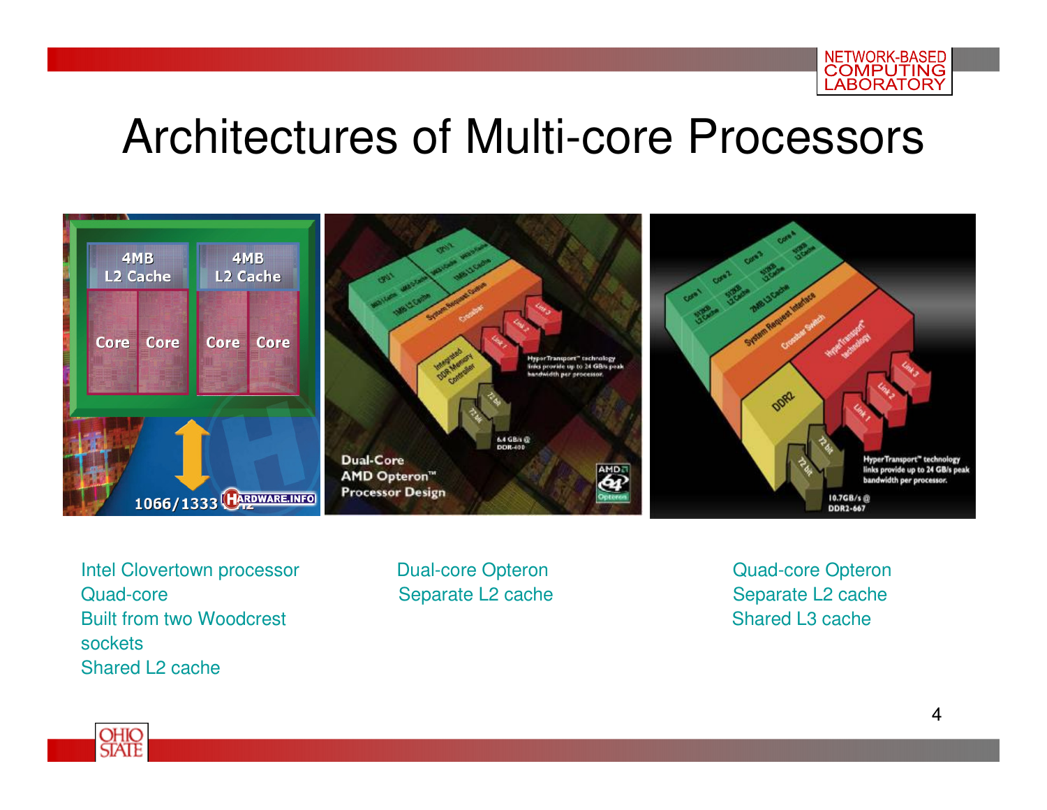# Architectures of Multi-core Processors

Intel Clovertown processor
Quad-core
Built from two Woodcrest sockets
Shared L2 cache

Dual-core Opteron
Separate L2 cache

Quad-core Opteron
Separate L2 cache
Shared L3 cache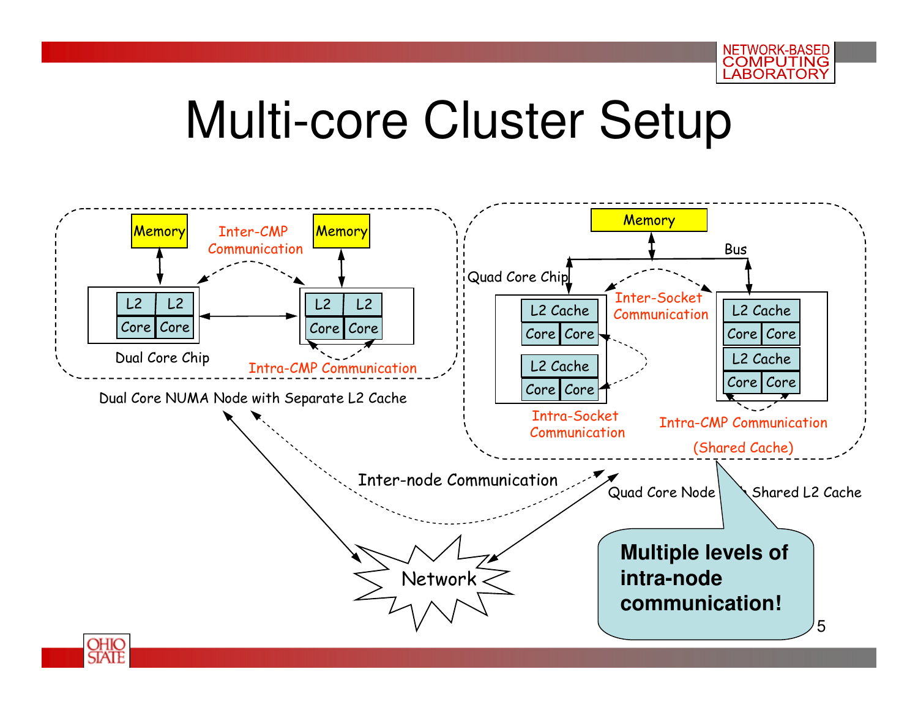# Multi-core Cluster Setup

Dual Core NUMA Node with Separate L2 Cache

- Memory
- Inter-CMP Communication
- Memory
- L2 L2 / Core Core
- L2 L2 / Core Core
- Dual Core Chip
- Intra-CMP Communication

Quad Core Node with Shared L2 Cache

- Memory
- Bus
- Quad Core Chip
- Inter-Socket Communication
- L2 Cache / Core Core
- L2 Cache / Core Core
- L2 Cache / Core Core
- L2 Cache / Core Core
- Intra-Socket Communication
- Intra-CMP Communication (Shared Cache)

Inter-node Communication

Network

**Multiple levels of intra-node communication!**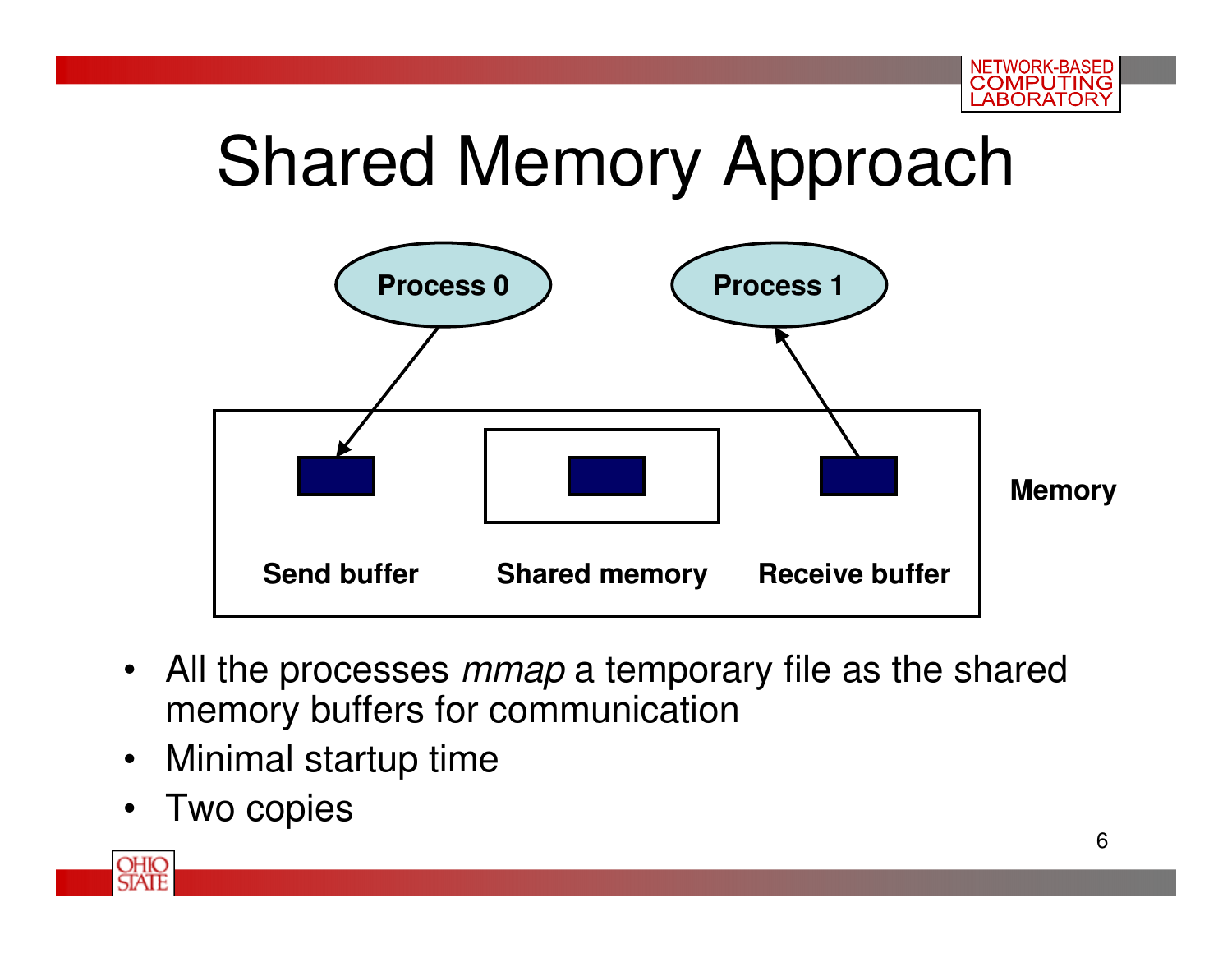# Shared Memory Approach

Process 0 → Send buffer

Shared memory

Receive buffer → Process 1

Memory

- All the processes *mmap* a temporary file as the shared memory buffers for communication
- Minimal startup time
- Two copies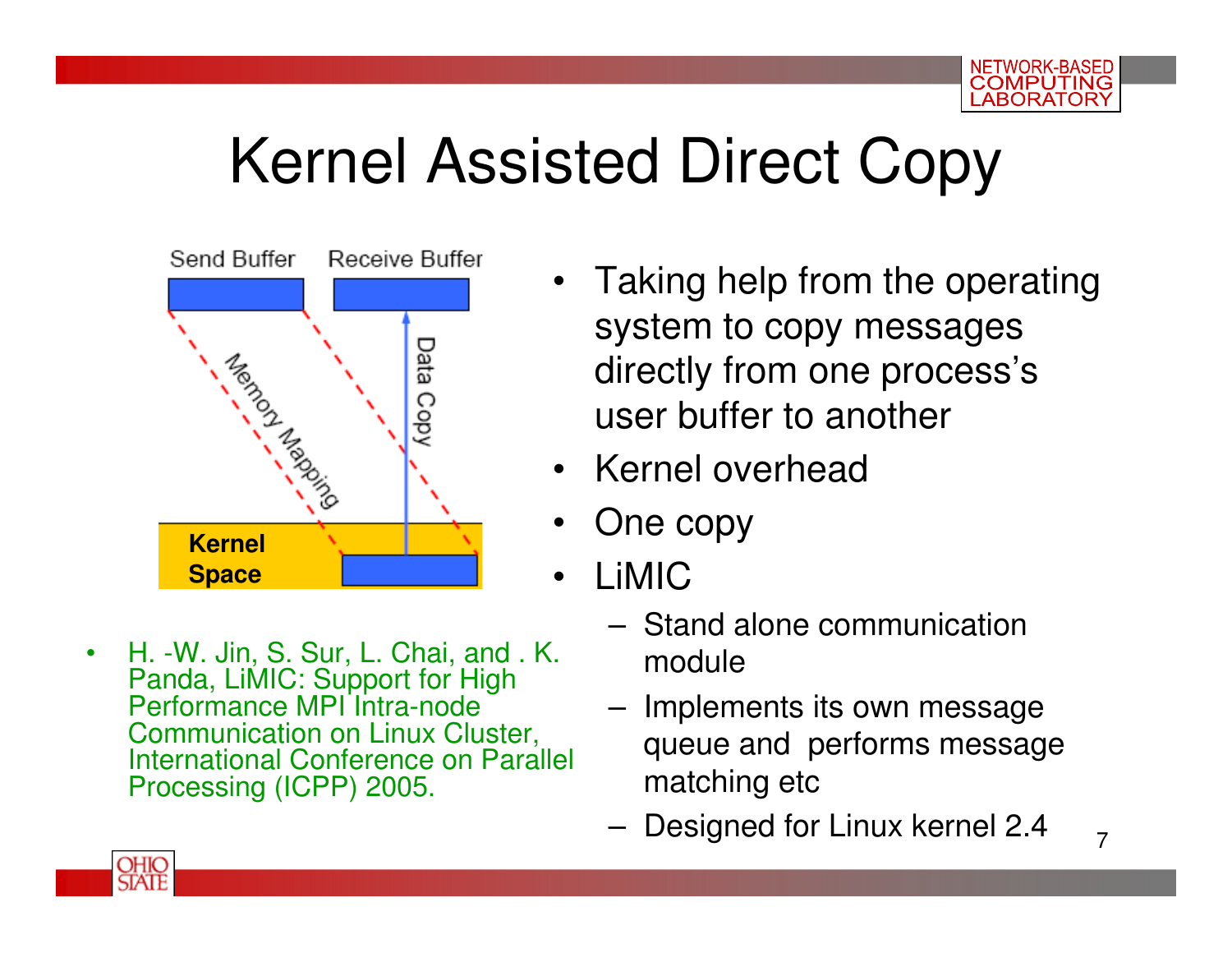# Kernel Assisted Direct Copy

- Taking help from the operating system to copy messages directly from one process's user buffer to another
- Kernel overhead
- One copy
- LiMIC
  - Stand alone communication module
  - Implements its own message queue and performs message matching etc
  - Designed for Linux kernel 2.4

- H. -W. Jin, S. Sur, L. Chai, and . K. Panda, LiMIC: Support for High Performance MPI Intra-node Communication on Linux Cluster, International Conference on Parallel Processing (ICPP) 2005.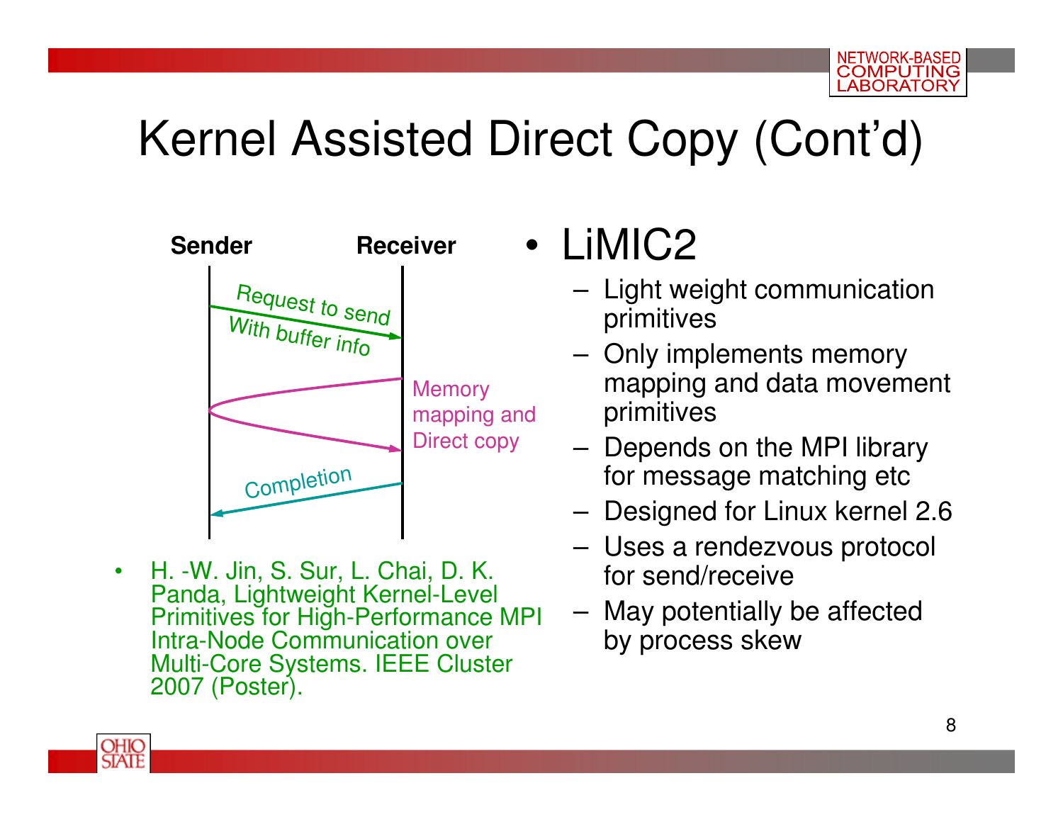# Kernel Assisted Direct Copy (Cont'd)

Sender — Receiver

- Request to send With buffer info
- Memory mapping and Direct copy
- Completion

- H. -W. Jin, S. Sur, L. Chai, D. K. Panda, Lightweight Kernel-Level Primitives for High-Performance MPI Intra-Node Communication over Multi-Core Systems. IEEE Cluster 2007 (Poster).

- LiMIC2
  - Light weight communication primitives
  - Only implements memory mapping and data movement primitives
  - Depends on the MPI library for message matching etc
  - Designed for Linux kernel 2.6
  - Uses a rendezvous protocol for send/receive
  - May potentially be affected by process skew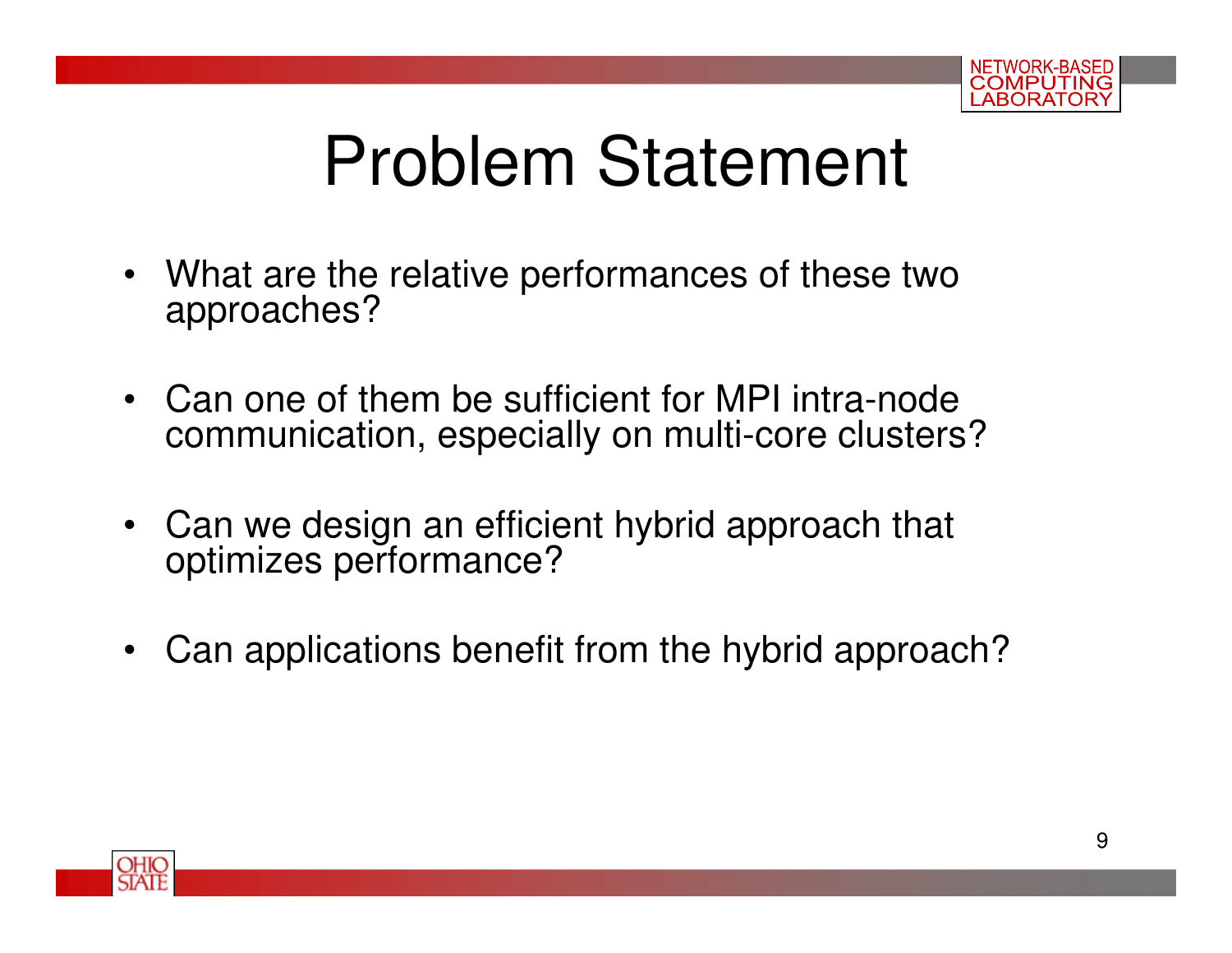# Problem Statement

- What are the relative performances of these two approaches?
- Can one of them be sufficient for MPI intra-node communication, especially on multi-core clusters?
- Can we design an efficient hybrid approach that optimizes performance?
- Can applications benefit from the hybrid approach?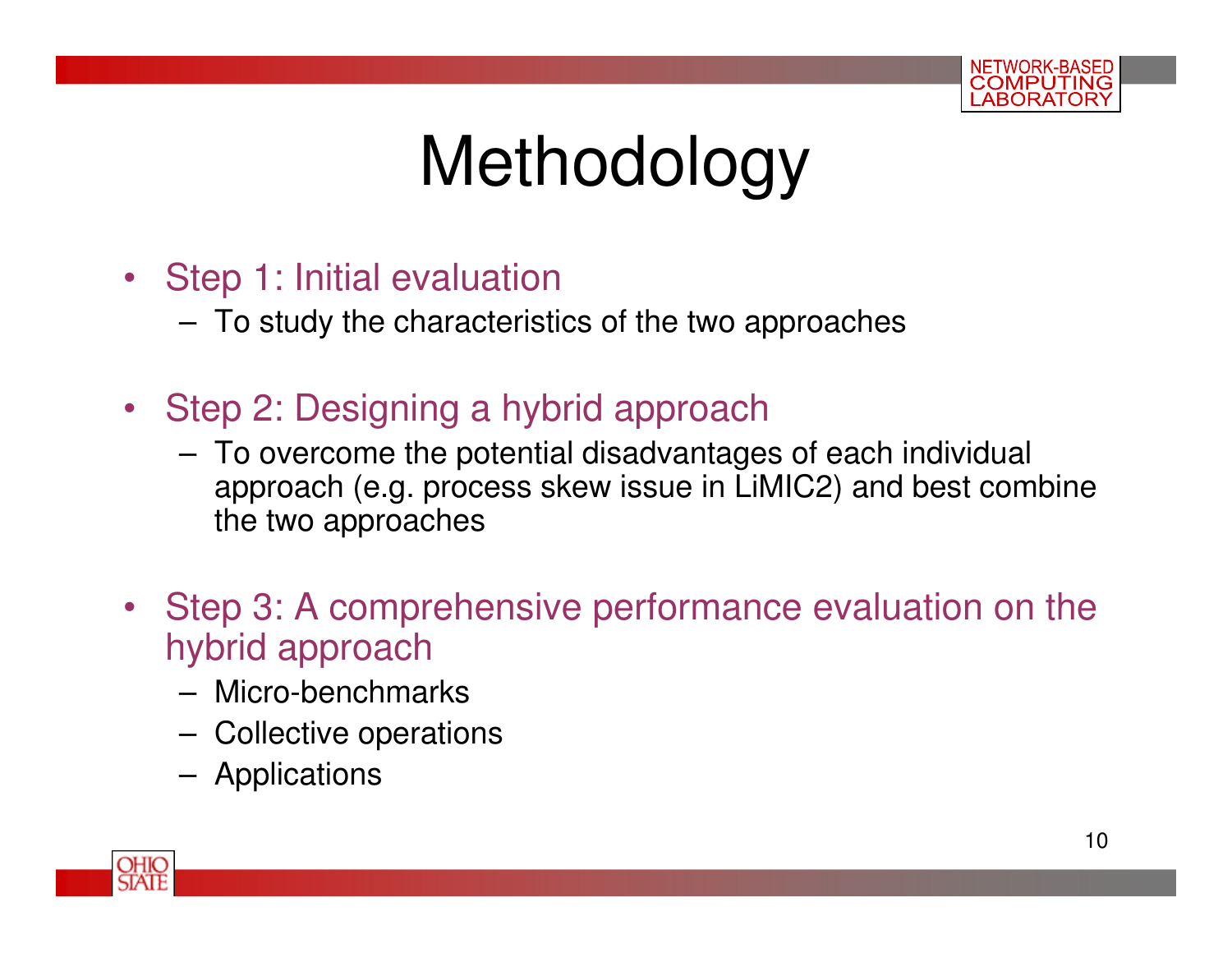# Methodology

- Step 1: Initial evaluation
  - To study the characteristics of the two approaches
- Step 2: Designing a hybrid approach
  - To overcome the potential disadvantages of each individual approach (e.g. process skew issue in LiMIC2) and best combine the two approaches
- Step 3: A comprehensive performance evaluation on the hybrid approach
  - Micro-benchmarks
  - Collective operations
  - Applications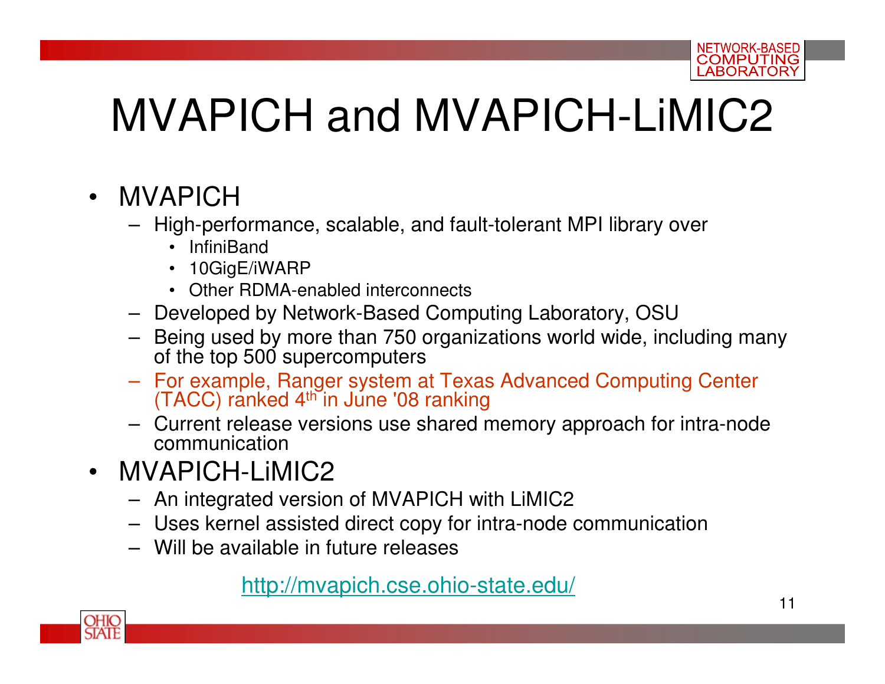# MVAPICH and MVAPICH-LiMIC2

- MVAPICH
  - High-performance, scalable, and fault-tolerant MPI library over
    - InfiniBand
    - 10GigE/iWARP
    - Other RDMA-enabled interconnects
  - Developed by Network-Based Computing Laboratory, OSU
  - Being used by more than 750 organizations world wide, including many of the top 500 supercomputers
  - For example, Ranger system at Texas Advanced Computing Center (TACC) ranked 4th in June '08 ranking
  - Current release versions use shared memory approach for intra-node communication
- MVAPICH-LiMIC2
  - An integrated version of MVAPICH with LiMIC2
  - Uses kernel assisted direct copy for intra-node communication
  - Will be available in future releases

http://mvapich.cse.ohio-state.edu/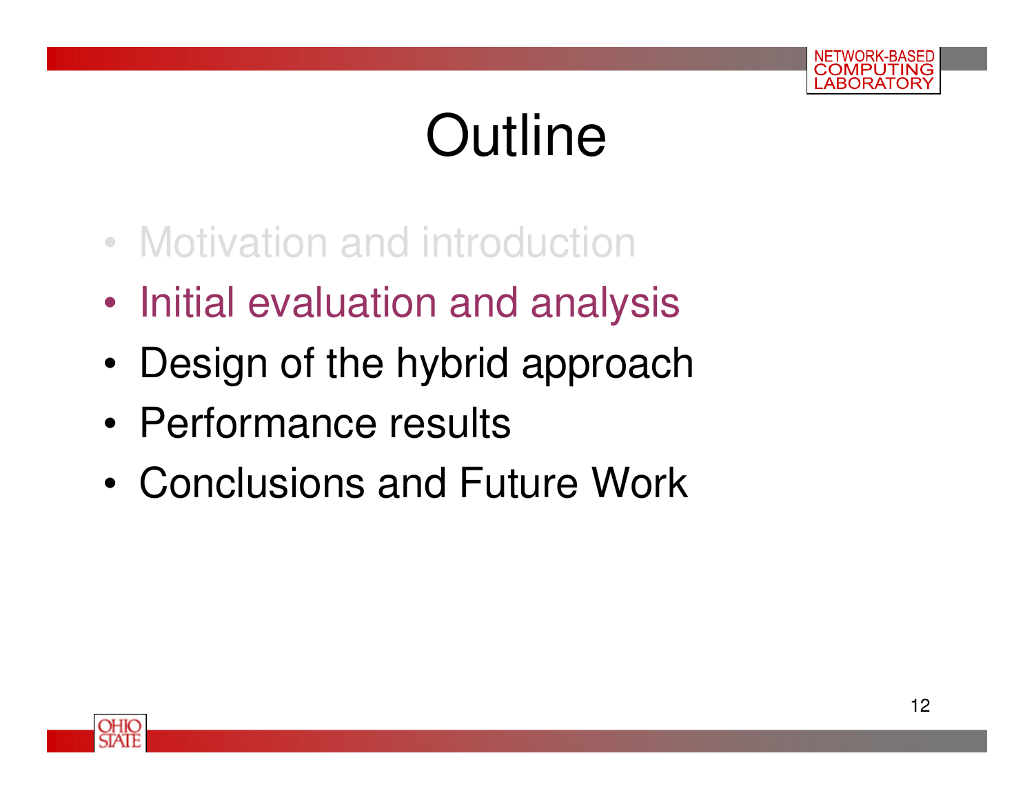# Outline

- Motivation and introduction
- Initial evaluation and analysis
- Design of the hybrid approach
- Performance results
- Conclusions and Future Work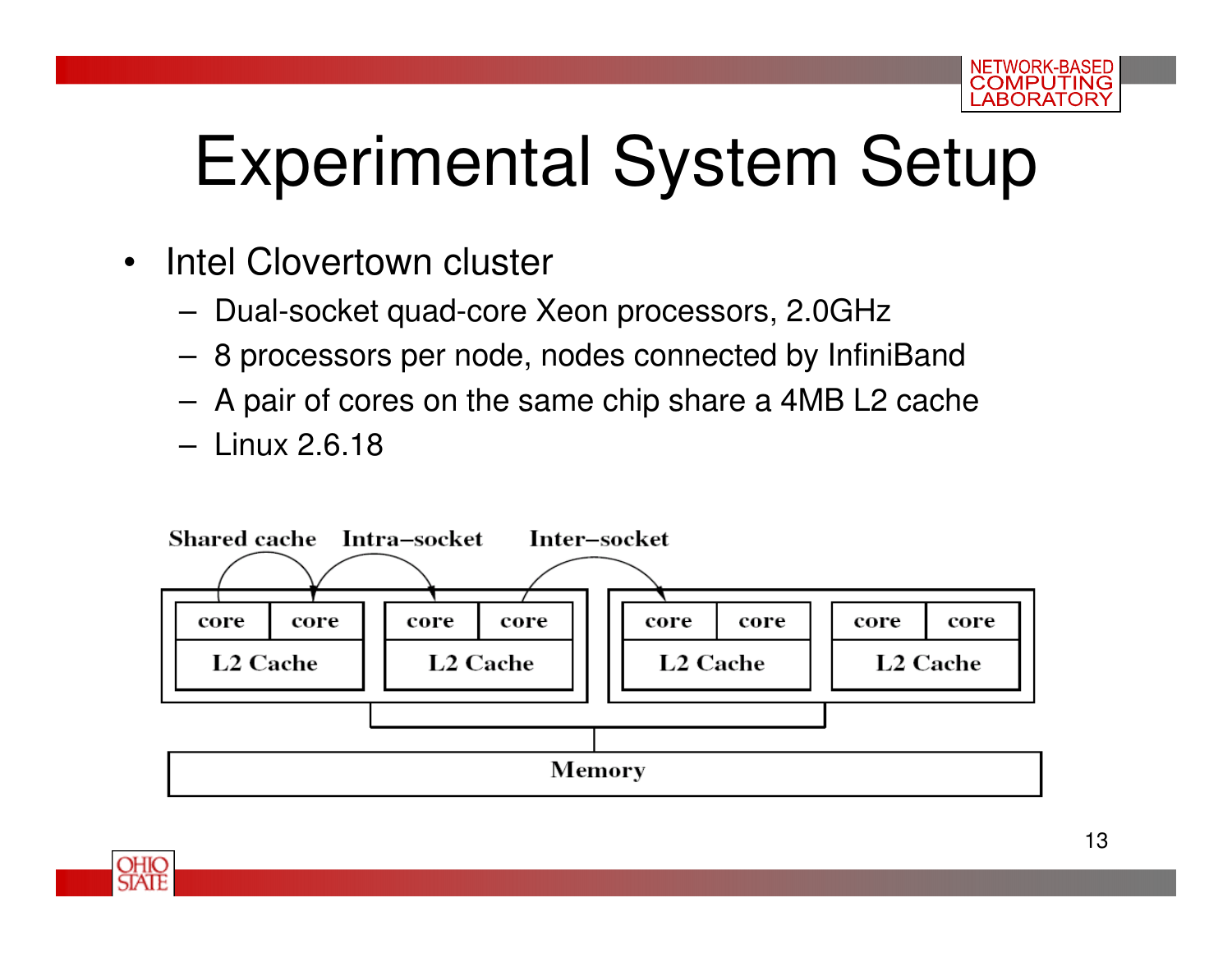# Experimental System Setup

- Intel Clovertown cluster
  - Dual-socket quad-core Xeon processors, 2.0GHz
  - 8 processors per node, nodes connected by InfiniBand
  - A pair of cores on the same chip share a 4MB L2 cache
  - Linux 2.6.18

Shared cache　Intra–socket　Inter–socket

| core | core | core | core | core | core | core | core |
|---|---|---|---|---|---|---|---|
| L2 Cache | | L2 Cache | | L2 Cache | | L2 Cache | |

Memory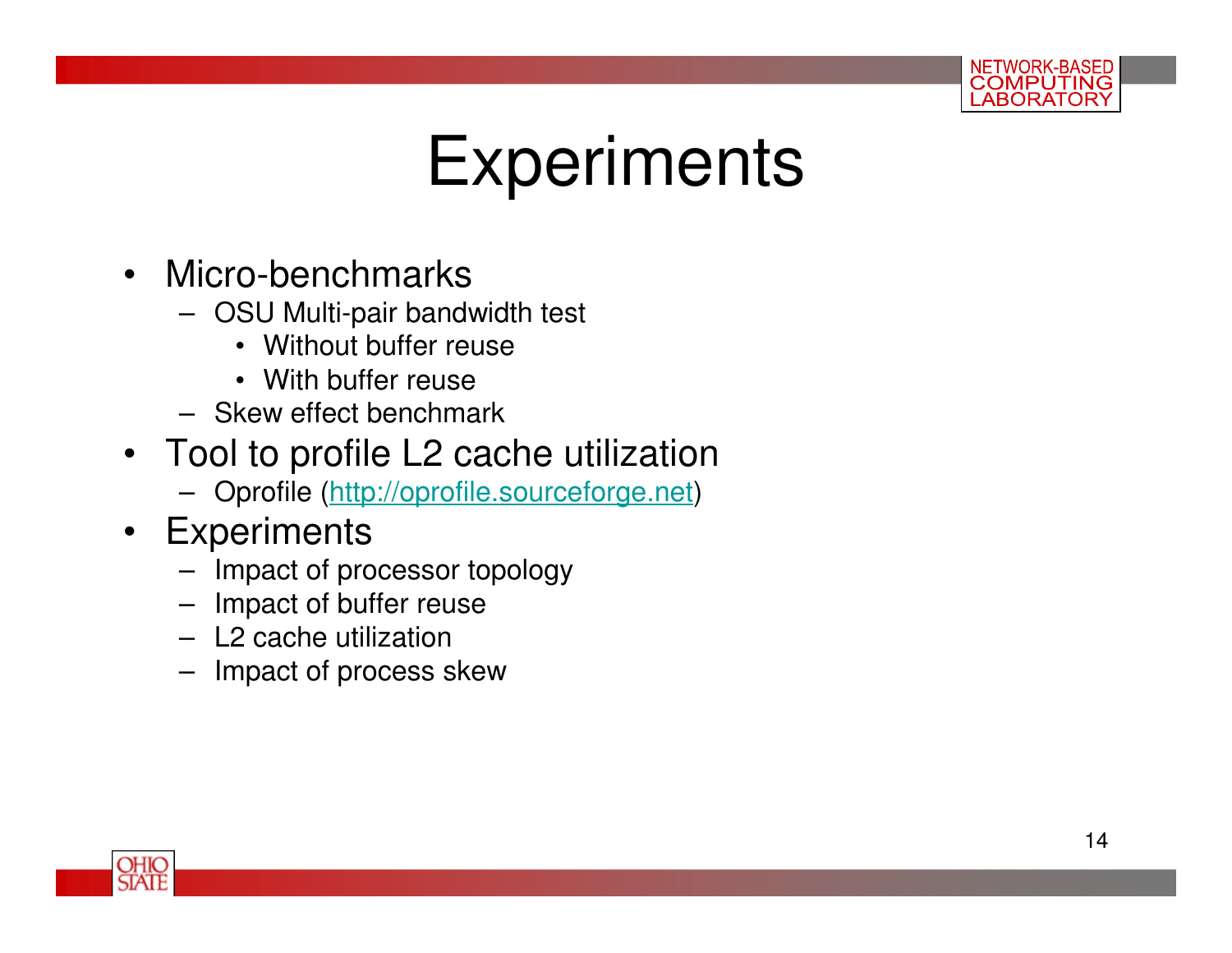# Experiments

- Micro-benchmarks
  - OSU Multi-pair bandwidth test
    - Without buffer reuse
    - With buffer reuse
  - Skew effect benchmark
- Tool to profile L2 cache utilization
  - Oprofile (http://oprofile.sourceforge.net)
- Experiments
  - Impact of processor topology
  - Impact of buffer reuse
  - L2 cache utilization
  - Impact of process skew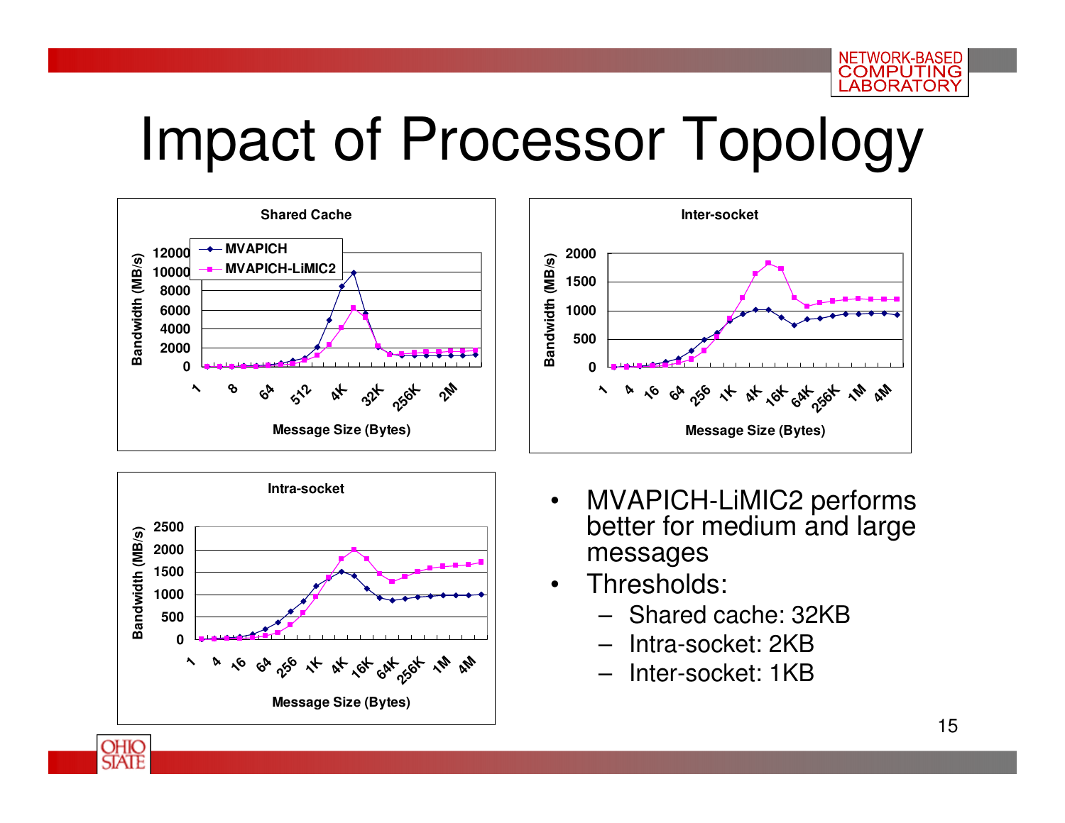# Impact of Processor Topology

**Shared Cache**

- MVAPICH
- MVAPICH-LiMIC2

Bandwidth (MB/s) vs. Message Size (Bytes)

**Inter-socket**

Bandwidth (MB/s) vs. Message Size (Bytes)

**Intra-socket**

Bandwidth (MB/s) vs. Message Size (Bytes)

- MVAPICH-LiMIC2 performs better for medium and large messages
- Thresholds:
  - Shared cache: 32KB
  - Intra-socket: 2KB
  - Inter-socket: 1KB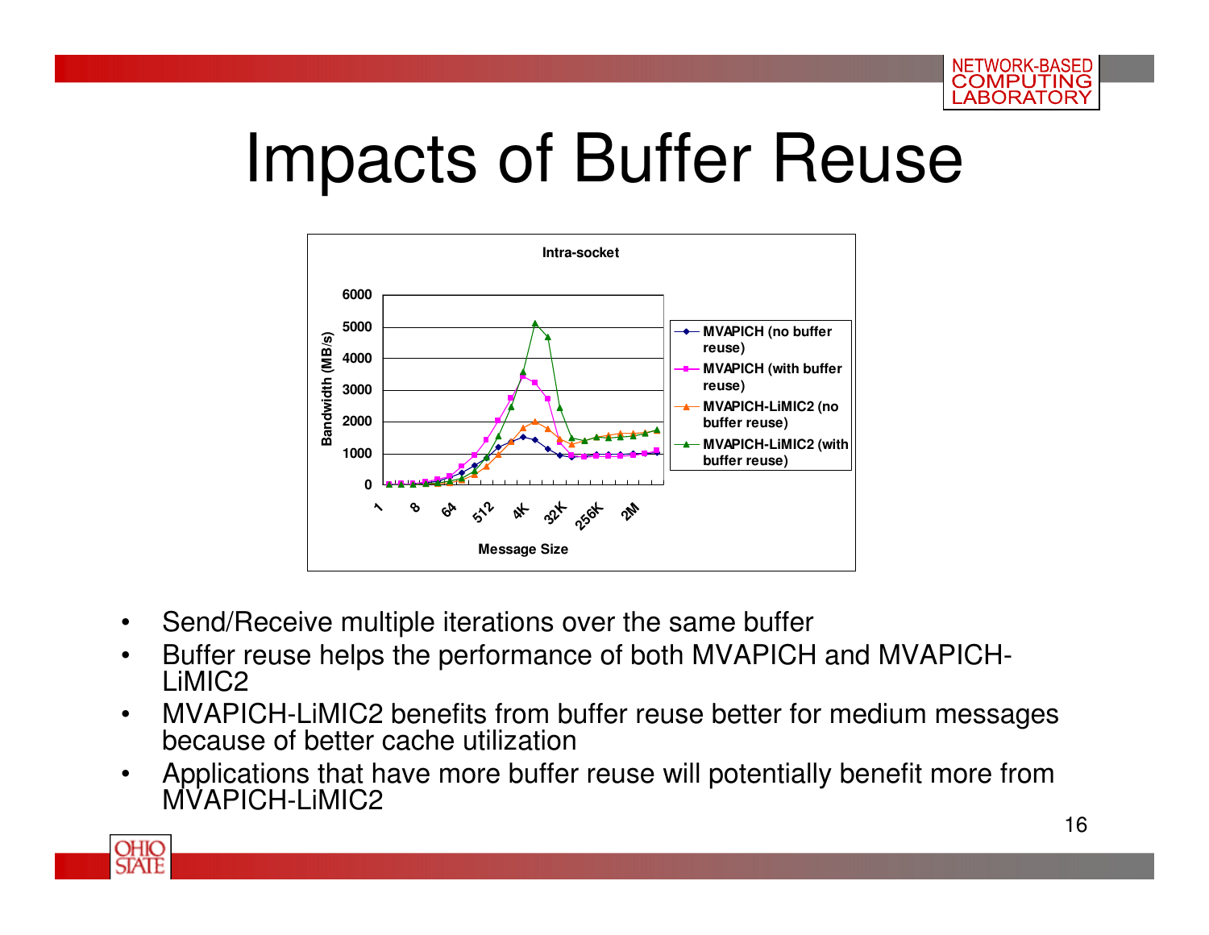# Impacts of Buffer Reuse

- Send/Receive multiple iterations over the same buffer
- Buffer reuse helps the performance of both MVAPICH and MVAPICH-LiMIC2
- MVAPICH-LiMIC2 benefits from buffer reuse better for medium messages because of better cache utilization
- Applications that have more buffer reuse will potentially benefit more from MVAPICH-LiMIC2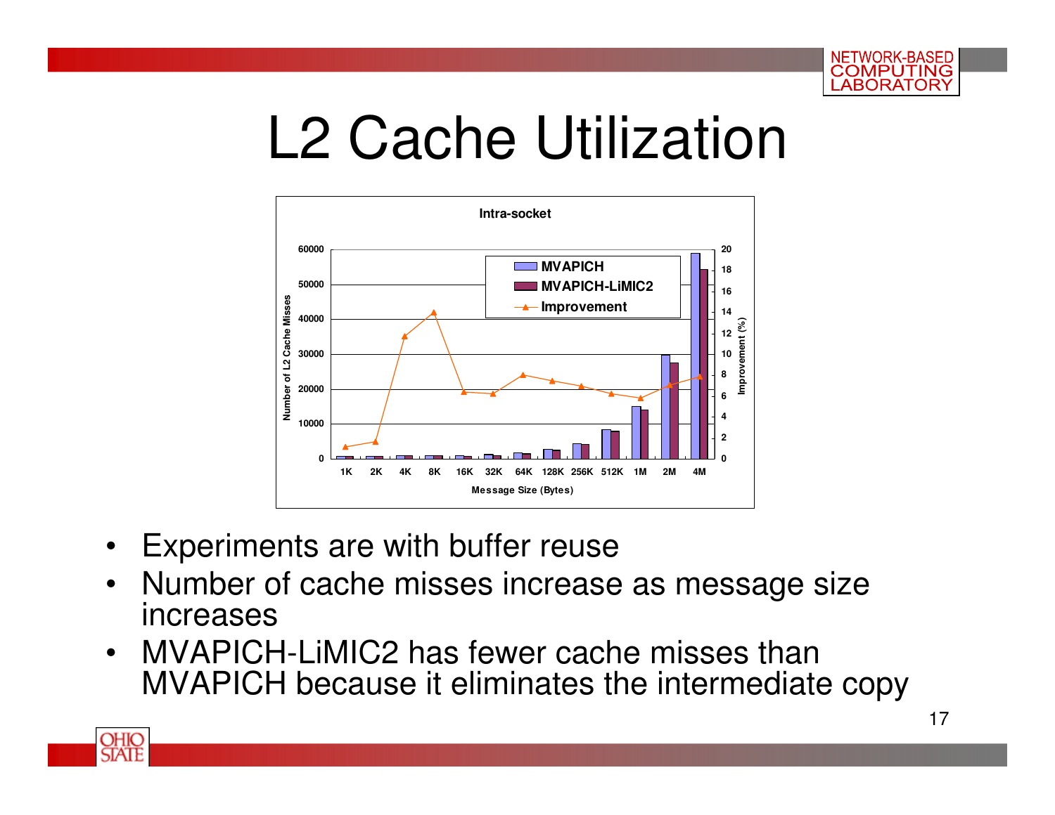# L2 Cache Utilization

**Intra-socket**

- Experiments are with buffer reuse
- Number of cache misses increase as message size increases
- MVAPICH-LiMIC2 has fewer cache misses than MVAPICH because it eliminates the intermediate copy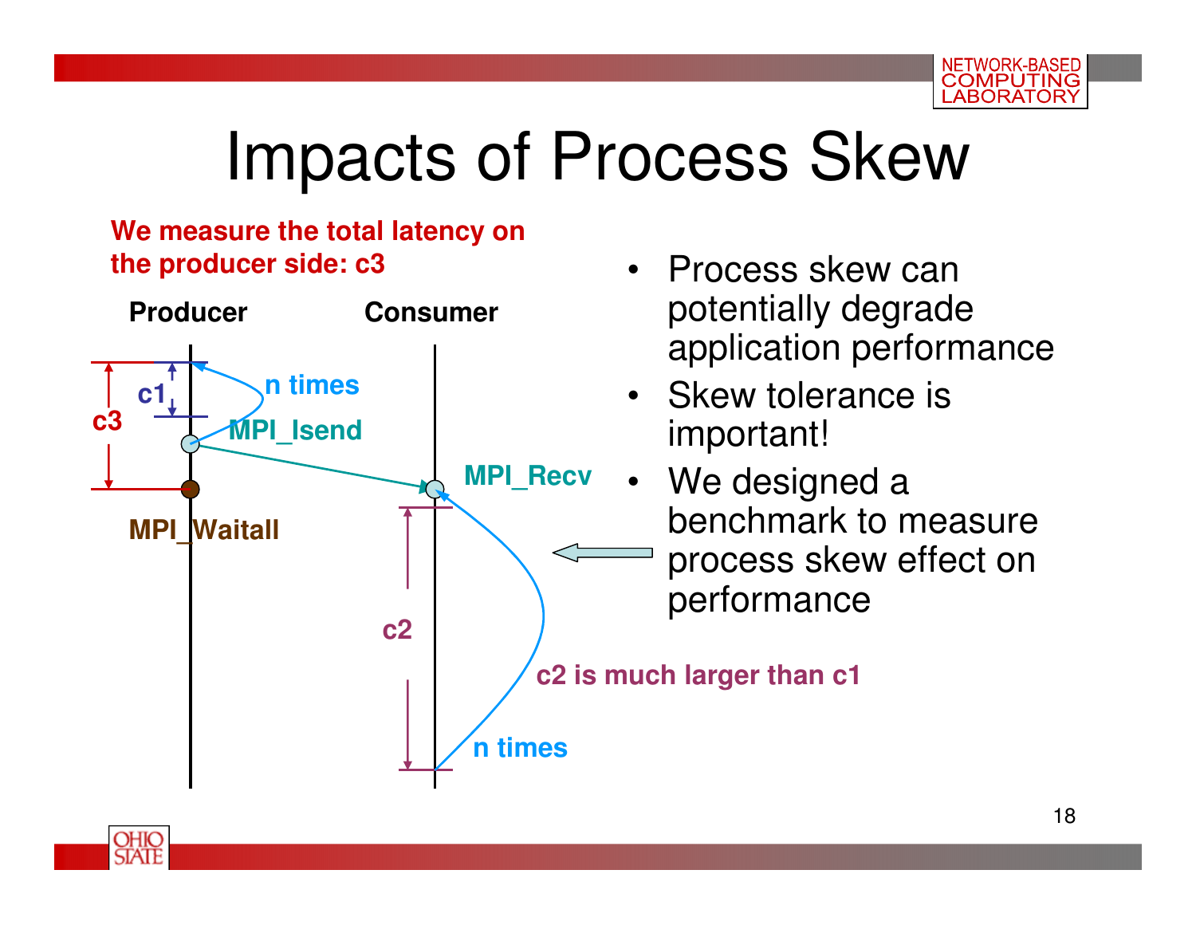# Impacts of Process Skew

We measure the total latency on the producer side: c3

Producer

Consumer

c1

c3

n times

MPI_Isend

MPI_Recv

MPI_Waitall

c2

c2 is much larger than c1

n times

- Process skew can potentially degrade application performance
- Skew tolerance is important!
- We designed a benchmark to measure process skew effect on performance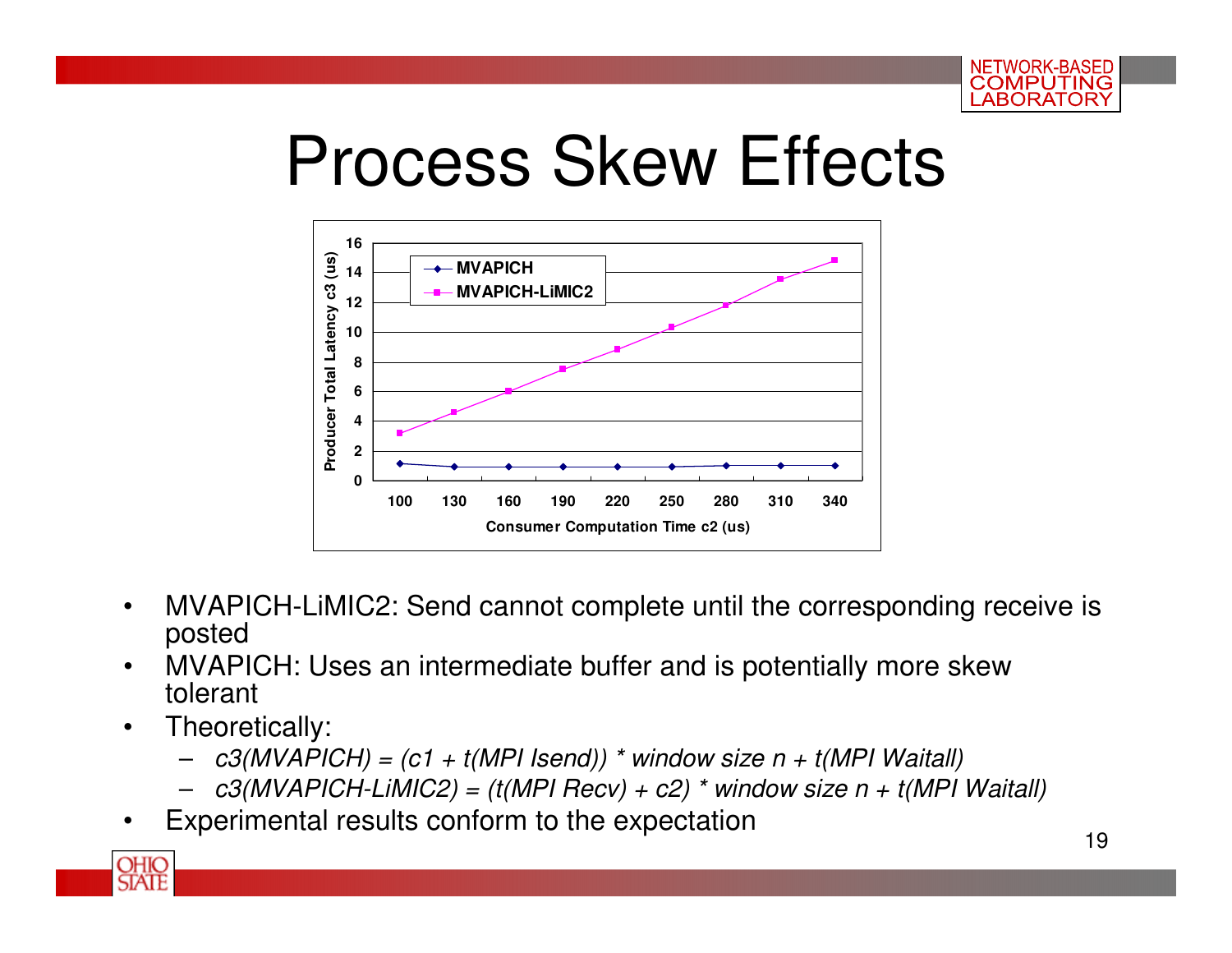# Process Skew Effects

- MVAPICH-LiMIC2: Send cannot complete until the corresponding receive is posted
- MVAPICH: Uses an intermediate buffer and is potentially more skew tolerant
- Theoretically:
  - *c3(MVAPICH) = (c1 + t(MPI Isend)) * window size n + t(MPI Waitall)*
  - *c3(MVAPICH-LiMIC2) = (t(MPI Recv) + c2) * window size n + t(MPI Waitall)*
- Experimental results conform to the expectation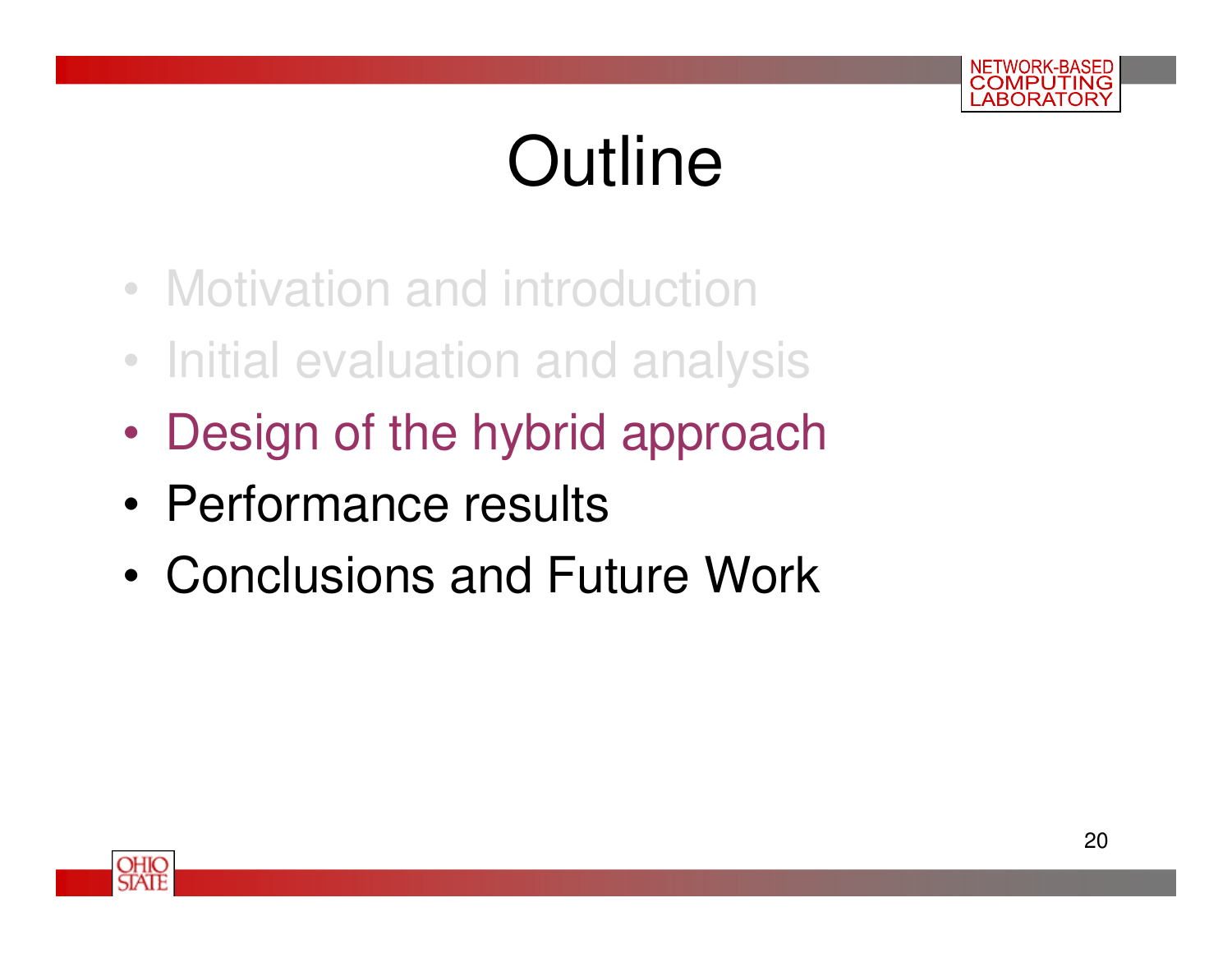# Outline

- Motivation and introduction
- Initial evaluation and analysis
- Design of the hybrid approach
- Performance results
- Conclusions and Future Work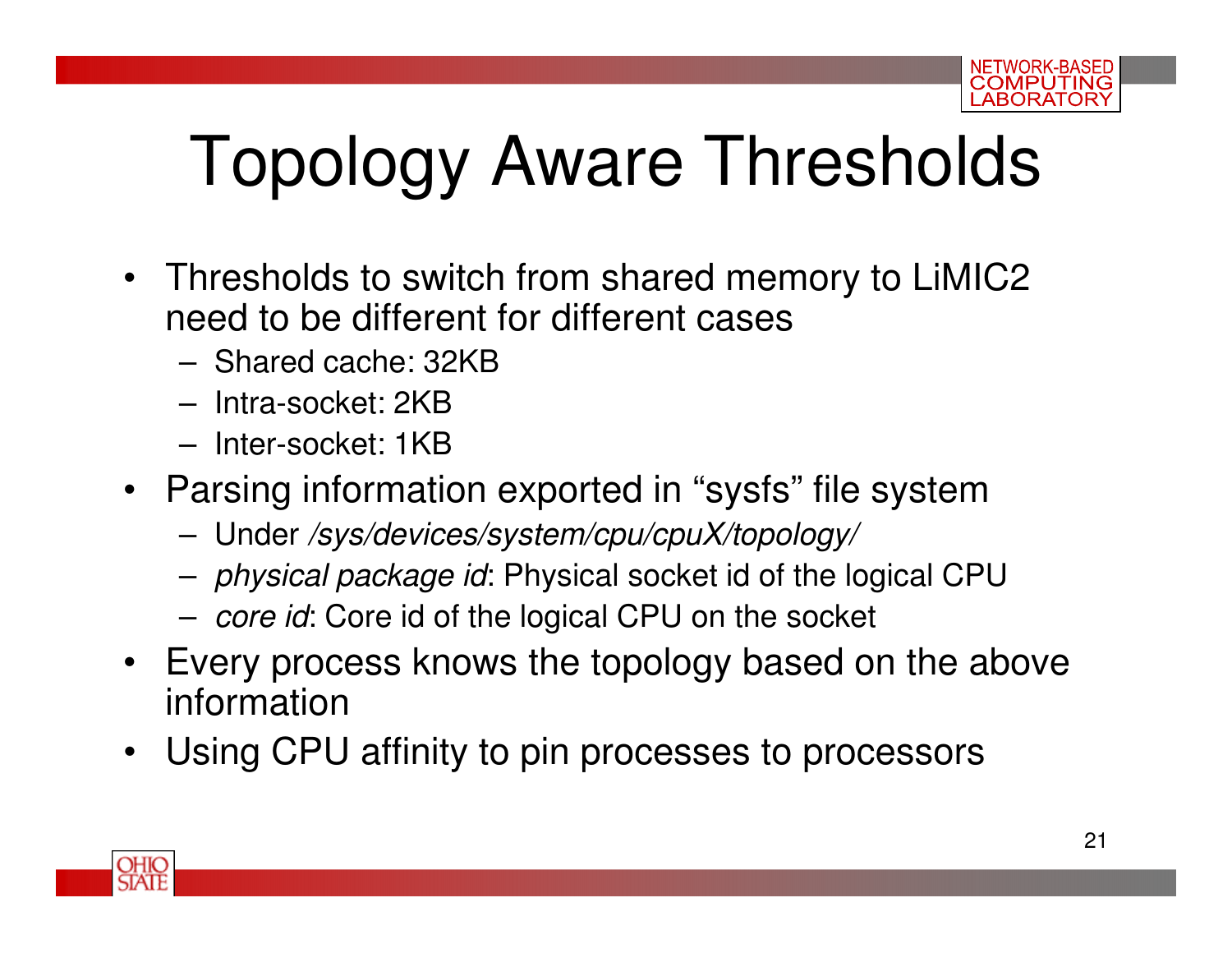# Topology Aware Thresholds

- Thresholds to switch from shared memory to LiMIC2 need to be different for different cases
  - Shared cache: 32KB
  - Intra-socket: 2KB
  - Inter-socket: 1KB
- Parsing information exported in “sysfs” file system
  - Under */sys/devices/system/cpu/cpuX/topology/*
  - *physical package id*: Physical socket id of the logical CPU
  - *core id*: Core id of the logical CPU on the socket
- Every process knows the topology based on the above information
- Using CPU affinity to pin processes to processors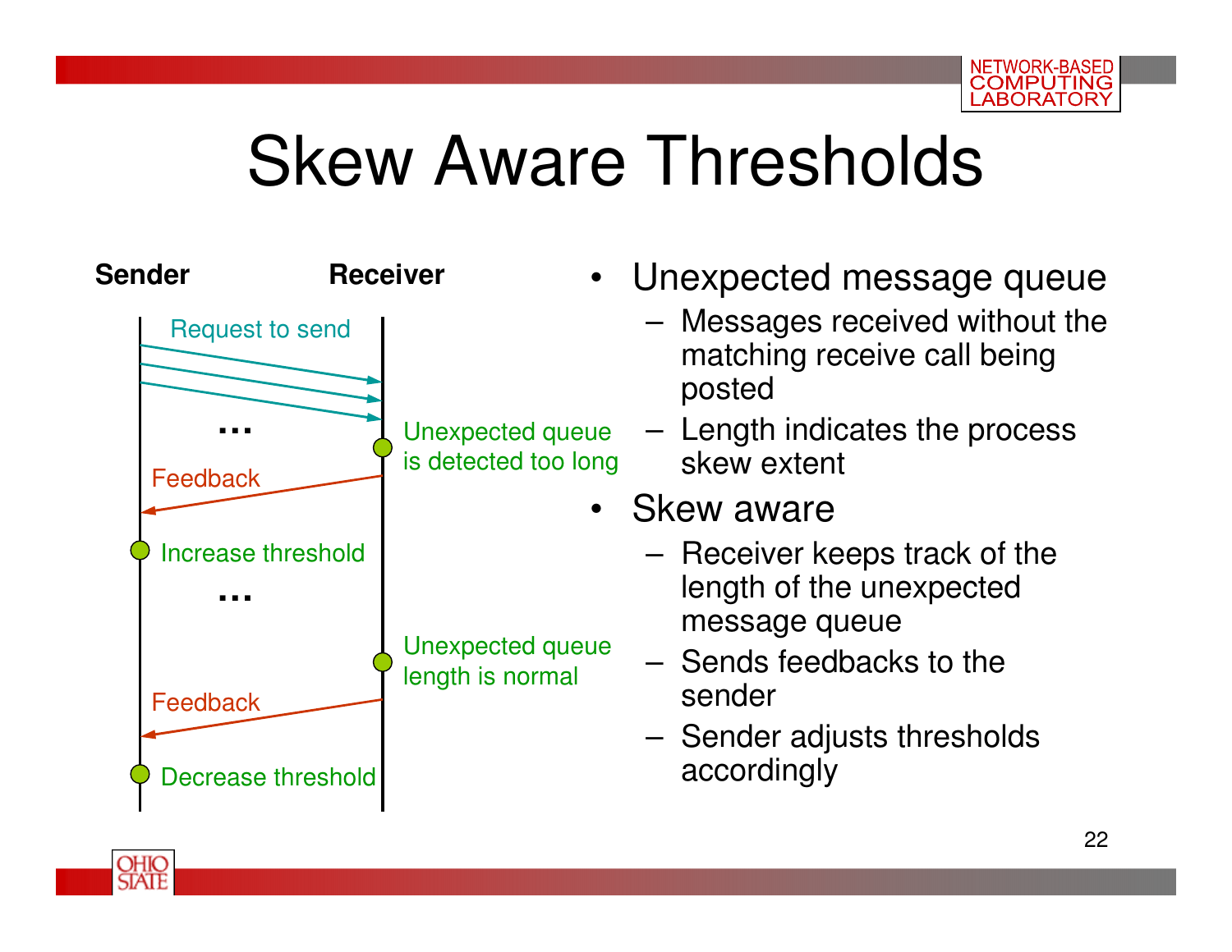# Skew Aware Thresholds

**Sender** **Receiver**

Request to send

...

Unexpected queue is detected too long

Feedback

Increase threshold

...

Unexpected queue length is normal

Feedback

Decrease threshold

- Unexpected message queue
  - Messages received without the matching receive call being posted
  - Length indicates the process skew extent
- Skew aware
  - Receiver keeps track of the length of the unexpected message queue
  - Sends feedbacks to the sender
  - Sender adjusts thresholds accordingly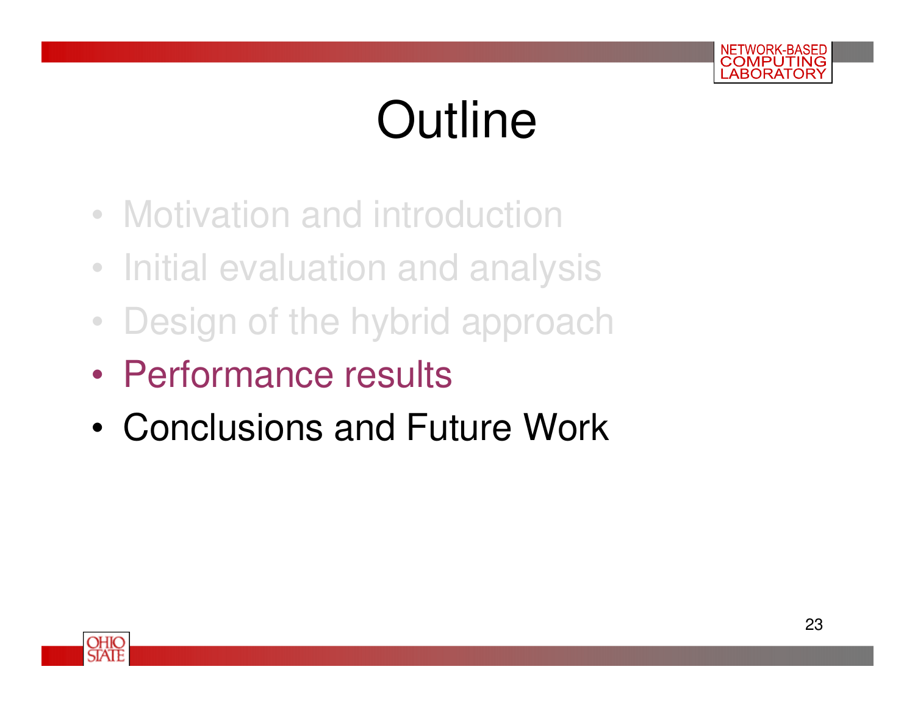# Outline

- Motivation and introduction
- Initial evaluation and analysis
- Design of the hybrid approach
- Performance results
- Conclusions and Future Work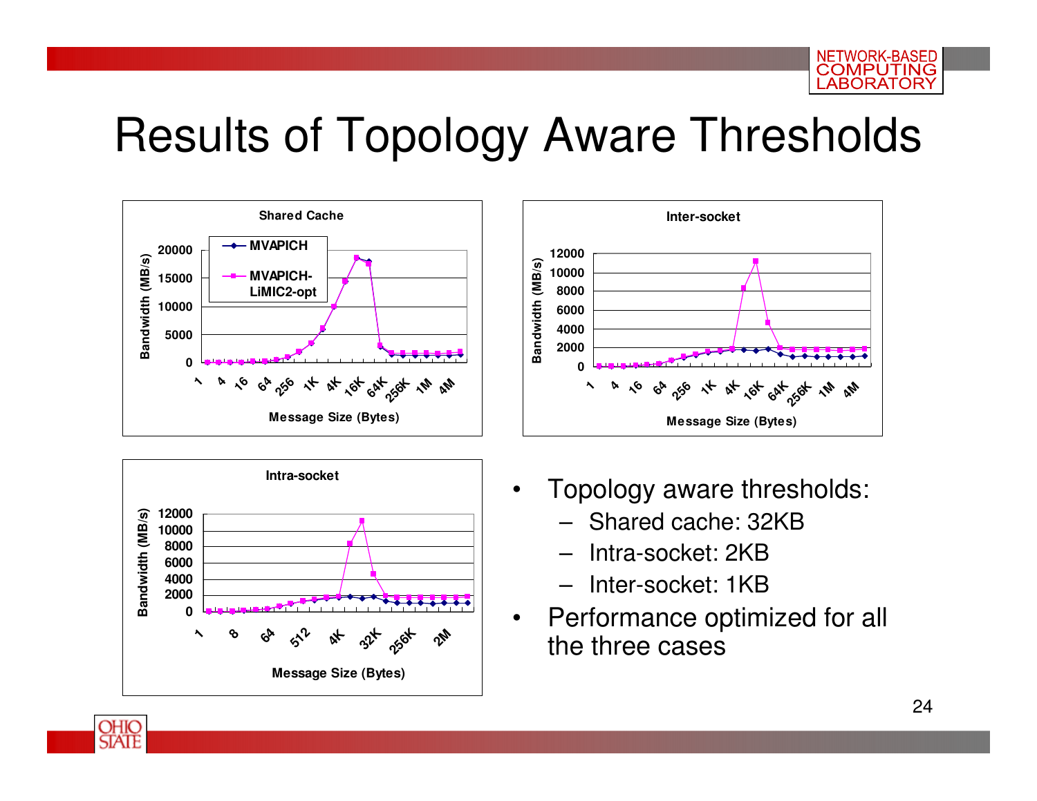# Results of Topology Aware Thresholds

**Shared Cache**

Bandwidth (MB/s) vs. Message Size (Bytes) — MVAPICH, MVAPICH-LiMIC2-opt

**Inter-socket**

Bandwidth (MB/s) vs. Message Size (Bytes)

**Intra-socket**

Bandwidth (MB/s) vs. Message Size (Bytes)

- Topology aware thresholds:
  - Shared cache: 32KB
  - Intra-socket: 2KB
  - Inter-socket: 1KB
- Performance optimized for all the three cases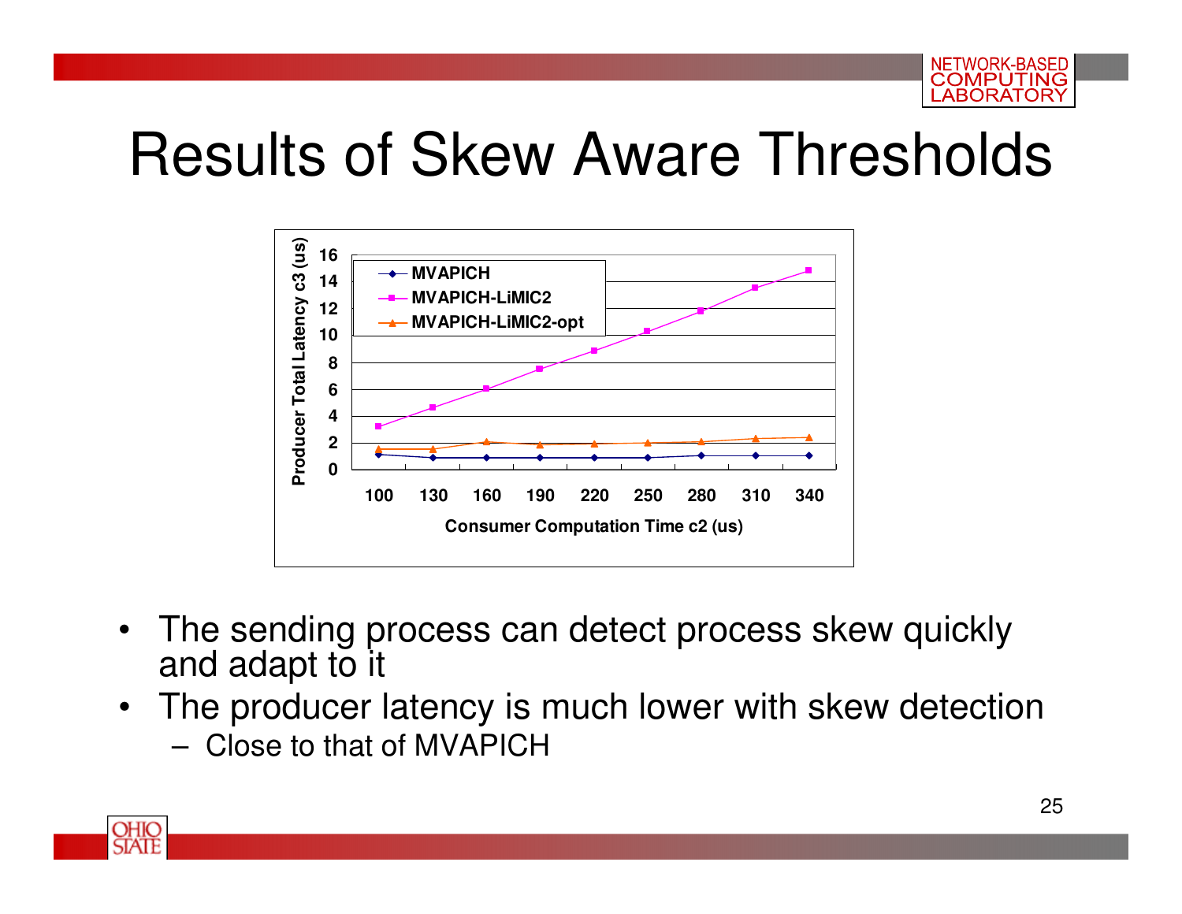# Results of Skew Aware Thresholds

- The sending process can detect process skew quickly and adapt to it
- The producer latency is much lower with skew detection
  - Close to that of MVAPICH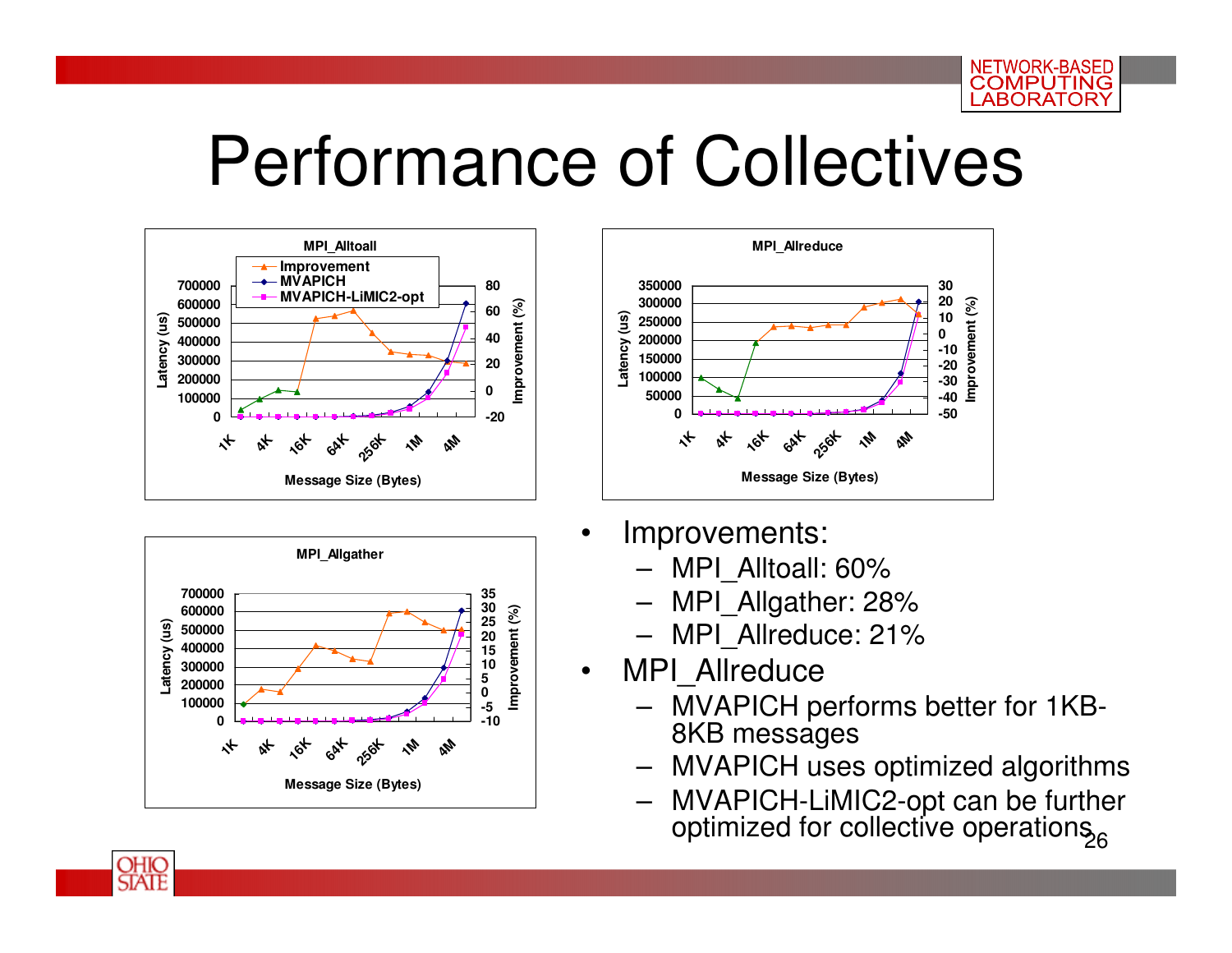# Performance of Collectives

- Improvements:
  - MPI_Alltoall: 60%
  - MPI_Allgather: 28%
  - MPI_Allreduce: 21%
- MPI_Allreduce
  - MVAPICH performs better for 1KB-8KB messages
  - MVAPICH uses optimized algorithms
  - MVAPICH-LiMIC2-opt can be further optimized for collective operations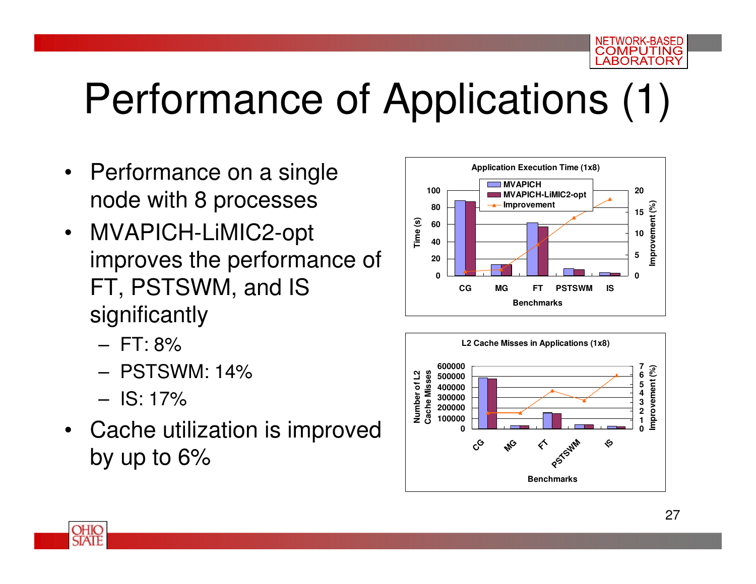# Performance of Applications (1)

- Performance on a single node with 8 processes
- MVAPICH-LiMIC2-opt improves the performance of FT, PSTSWM, and IS significantly
  - FT: 8%
  - PSTSWM: 14%
  - IS: 17%
- Cache utilization is improved by up to 6%

**Application Execution Time (1x8)**

Legend: MVAPICH, MVAPICH-LiMIC2-opt, Improvement

Y-axis (left): Time (s), 0–100; Y-axis (right): Improvement (%), 0–20; X-axis: Benchmarks (CG, MG, FT, PSTSWM, IS)

**L2 Cache Misses in Applications (1x8)**

Y-axis (left): Number of L2 Cache Misses, 0–600000; Y-axis (right): Improvement (%), 0–7; X-axis: Benchmarks (CG, MG, FT, PSTSWM, IS)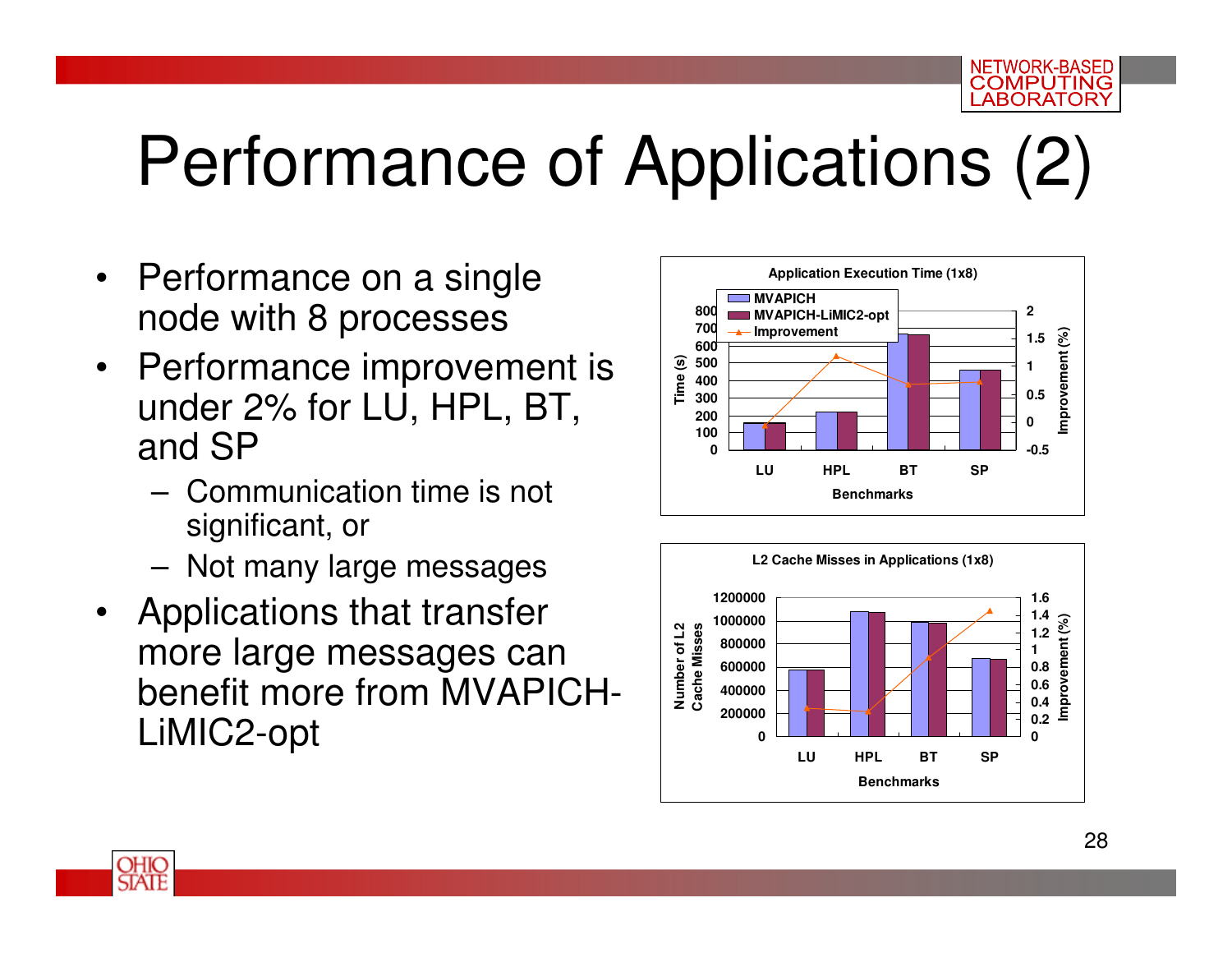# Performance of Applications (2)

- Performance on a single node with 8 processes
- Performance improvement is under 2% for LU, HPL, BT, and SP
  - Communication time is not significant, or
  - Not many large messages
- Applications that transfer more large messages can benefit more from MVAPICH-LiMIC2-opt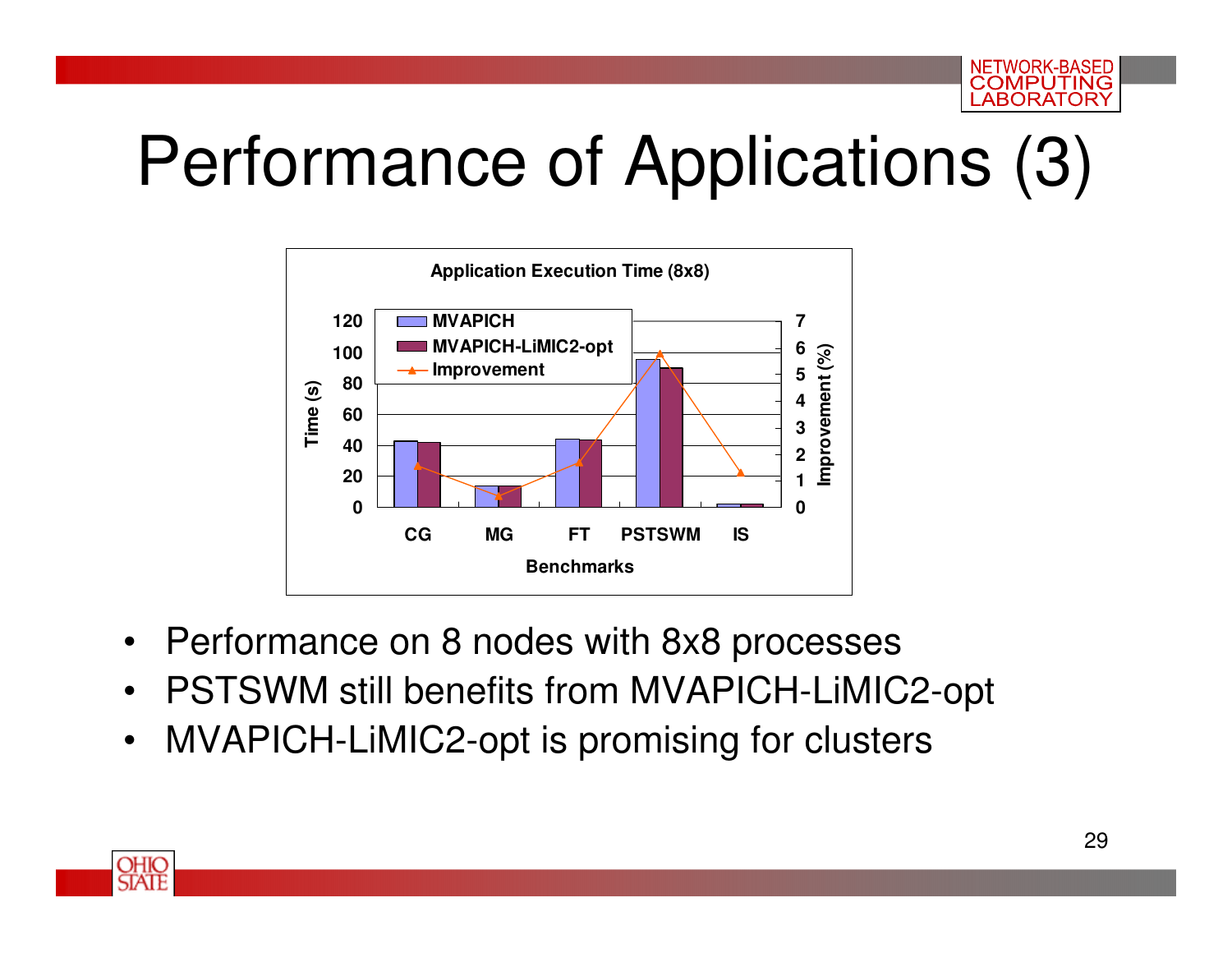# Performance of Applications (3)

**Application Execution Time (8x8)**

- Performance on 8 nodes with 8x8 processes
- PSTSWM still benefits from MVAPICH-LiMIC2-opt
- MVAPICH-LiMIC2-opt is promising for clusters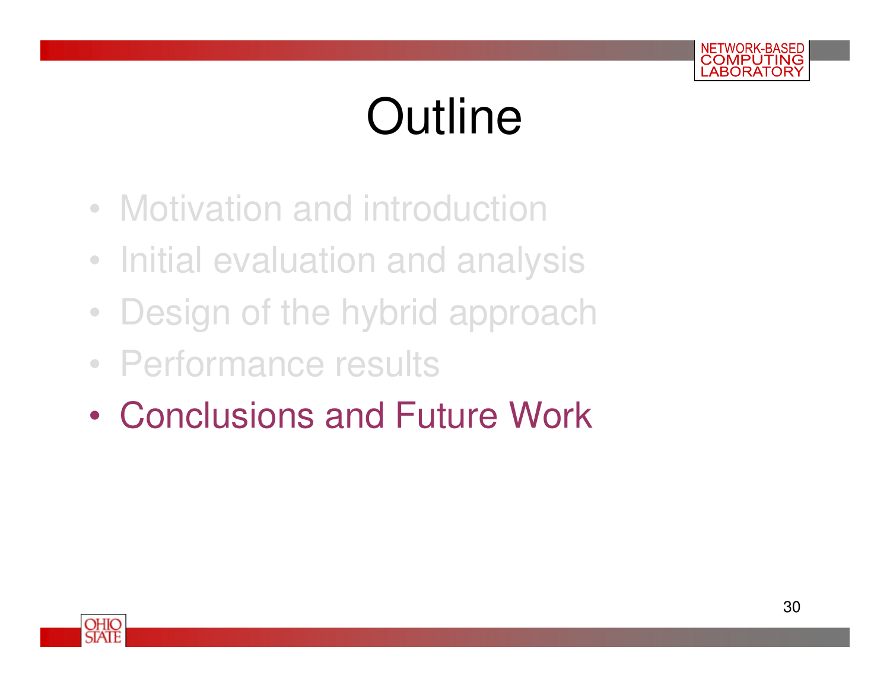# Outline

- Motivation and introduction
- Initial evaluation and analysis
- Design of the hybrid approach
- Performance results
- Conclusions and Future Work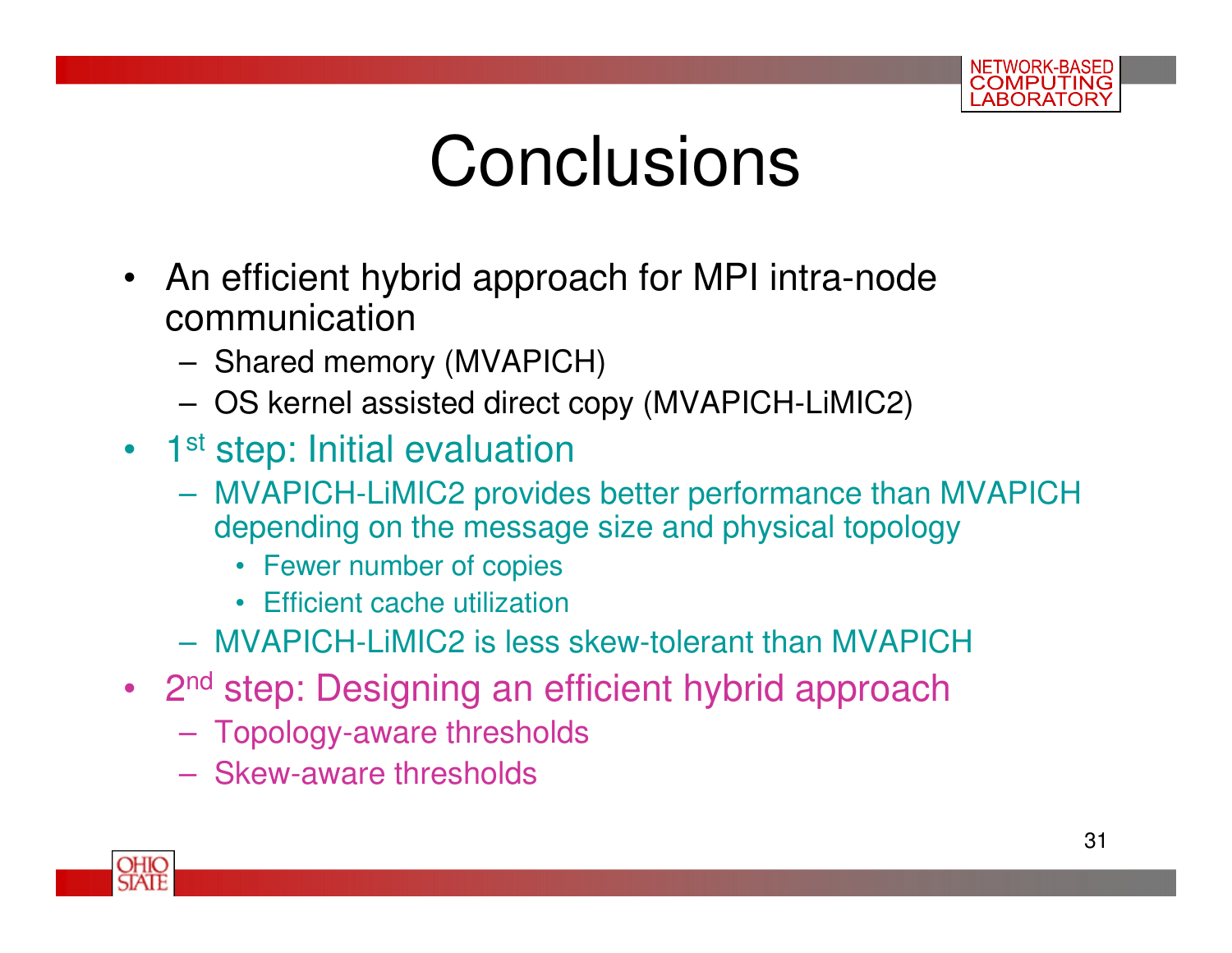# Conclusions

- An efficient hybrid approach for MPI intra-node communication
  - Shared memory (MVAPICH)
  - OS kernel assisted direct copy (MVAPICH-LiMIC2)
- 1st step: Initial evaluation
  - MVAPICH-LiMIC2 provides better performance than MVAPICH depending on the message size and physical topology
    - Fewer number of copies
    - Efficient cache utilization
  - MVAPICH-LiMIC2 is less skew-tolerant than MVAPICH
- 2nd step: Designing an efficient hybrid approach
  - Topology-aware thresholds
  - Skew-aware thresholds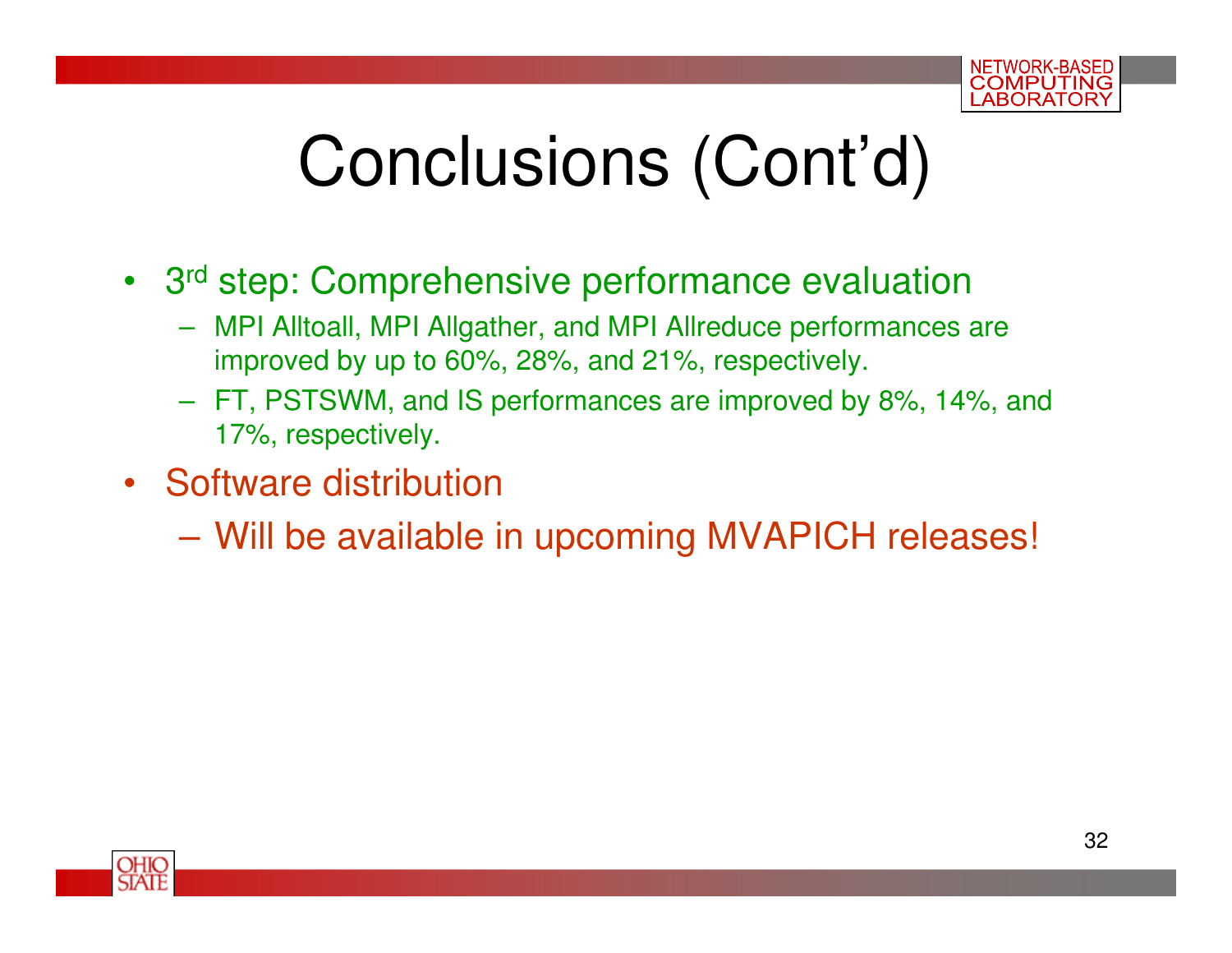# Conclusions (Cont'd)

- 3rd step: Comprehensive performance evaluation
  - MPI Alltoall, MPI Allgather, and MPI Allreduce performances are improved by up to 60%, 28%, and 21%, respectively.
  - FT, PSTSWM, and IS performances are improved by 8%, 14%, and 17%, respectively.
- Software distribution
  - Will be available in upcoming MVAPICH releases!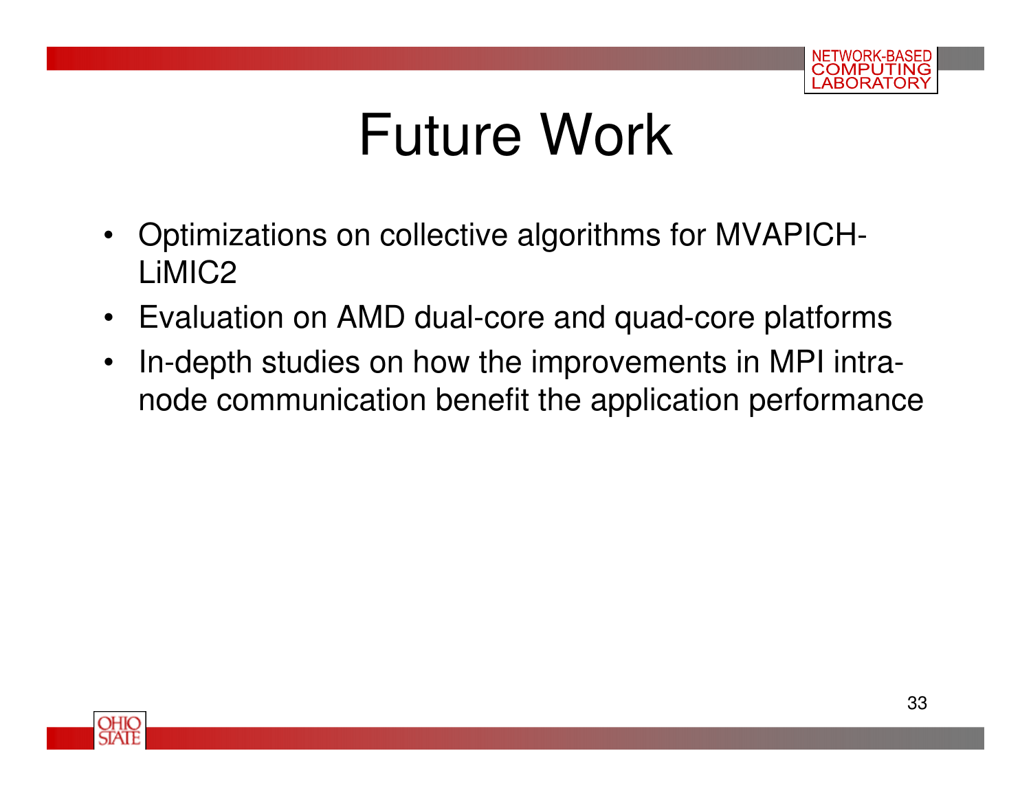# Future Work

- Optimizations on collective algorithms for MVAPICH-LiMIC2
- Evaluation on AMD dual-core and quad-core platforms
- In-depth studies on how the improvements in MPI intra-node communication benefit the application performance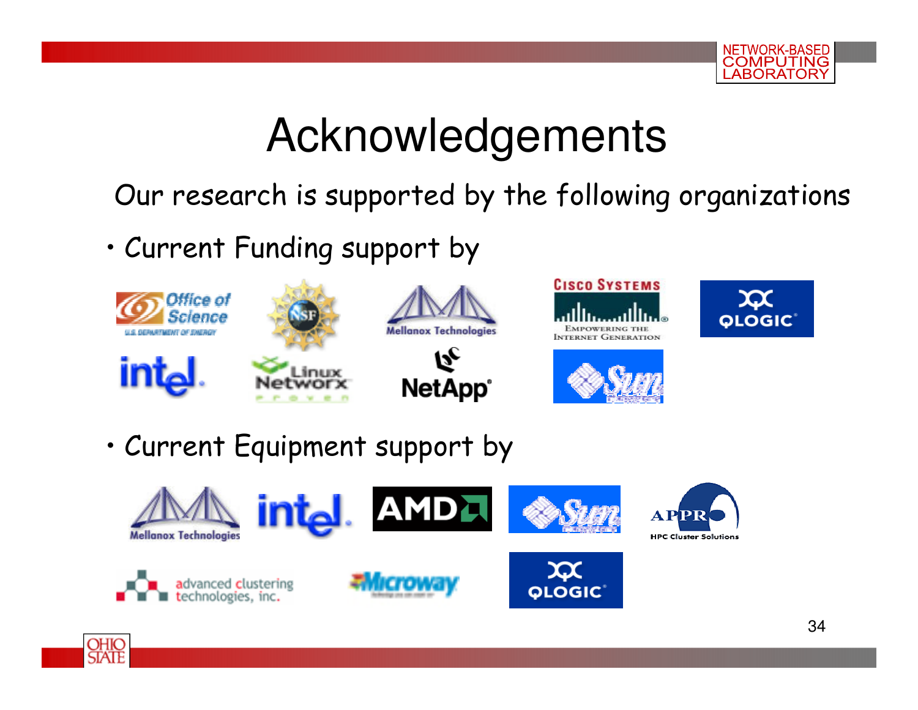# Acknowledgements

Our research is supported by the following organizations

- Current Funding support by
- Current Equipment support by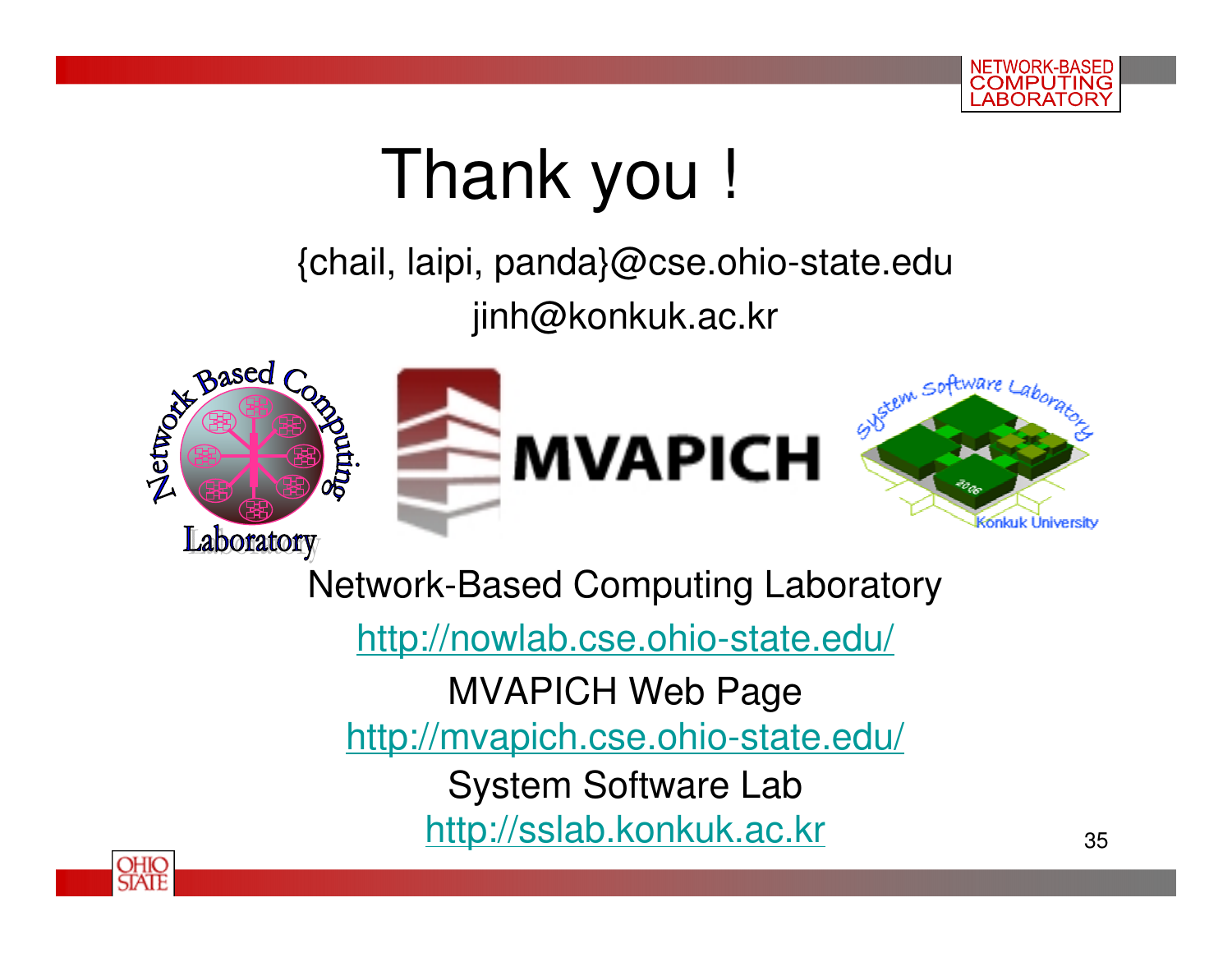# Thank you !

{chail, laipi, panda}@cse.ohio-state.edu

jinh@konkuk.ac.kr

Network-Based Computing Laboratory

http://nowlab.cse.ohio-state.edu/

MVAPICH Web Page

http://mvapich.cse.ohio-state.edu/

System Software Lab

http://sslab.konkuk.ac.kr